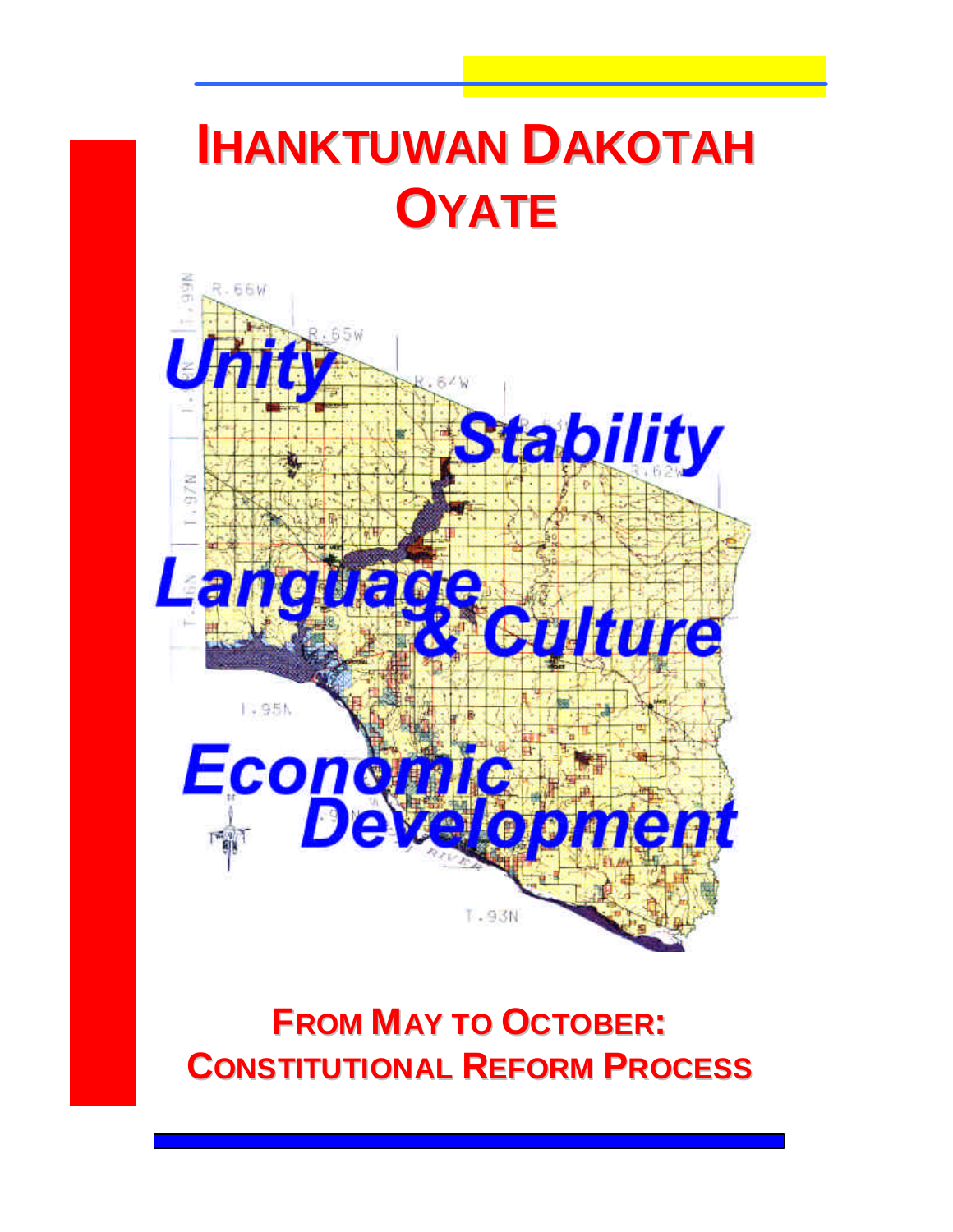# IHANKTUWAN DAKOTAH OYATE

Unity

Stability

Language & Culture

Economic Development

## FROM MAY TO OCTOBER: CONSTITUTIONAL REFORM PROCESS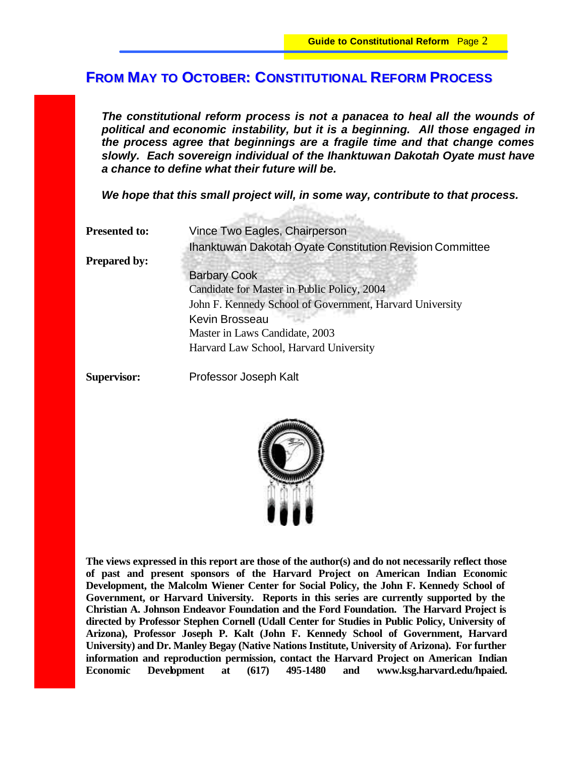# FROM MAY TO OCTOBER: CONSTITUTIONAL REFORM PROCESS

***The constitutional reform process is not a panacea to heal all the wounds of political and economic instability, but it is a beginning. All those engaged in the process agree that beginnings are a fragile time and that change comes slowly. Each sovereign individual of the Ihanktuwan Dakotah Oyate must have a chance to define what their future will be.***

***We hope that this small project will, in some way, contribute to that process.***

**Presented to:** Vince Two Eagles, Chairperson
Ihanktuwan Dakotah Oyate Constitution Revision Committee

**Prepared by:**

Barbary Cook
Candidate for Master in Public Policy, 2004
John F. Kennedy School of Government, Harvard University

Kevin Brosseau
Master in Laws Candidate, 2003
Harvard Law School, Harvard University

**Supervisor:** Professor Joseph Kalt

**The views expressed in this report are those of the author(s) and do not necessarily reflect those of past and present sponsors of the Harvard Project on American Indian Economic Development, the Malcolm Wiener Center for Social Policy, the John F. Kennedy School of Government, or Harvard University. Reports in this series are currently supported by the Christian A. Johnson Endeavor Foundation and the Ford Foundation. The Harvard Project is directed by Professor Stephen Cornell (Udall Center for Studies in Public Policy, University of Arizona), Professor Joseph P. Kalt (John F. Kennedy School of Government, Harvard University) and Dr. Manley Begay (Native Nations Institute, University of Arizona). For further information and reproduction permission, contact the Harvard Project on American Indian Economic Development at (617) 495-1480 and www.ksg.harvard.edu/hpaied.**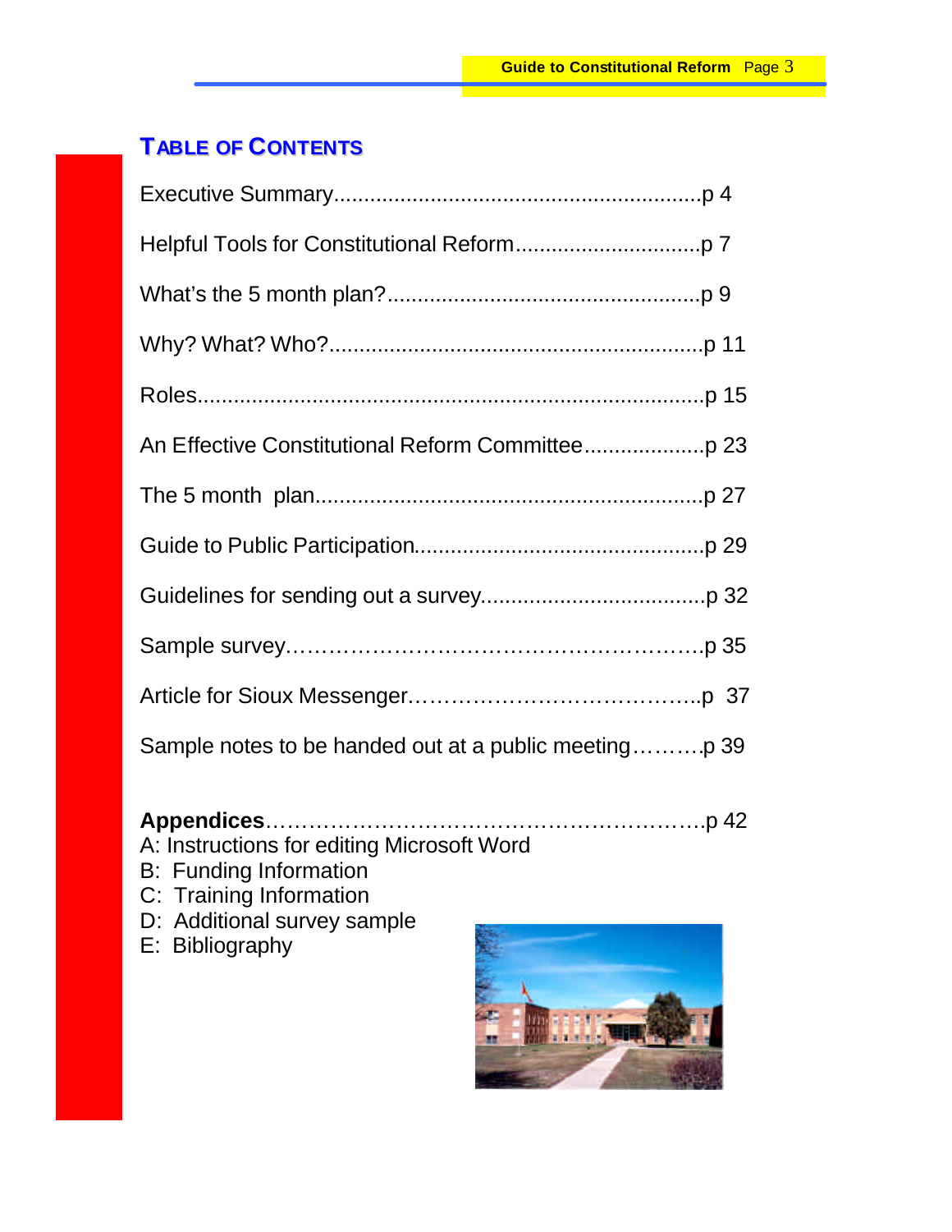# Table of Contents

Executive Summary............................................................p 4

Helpful Tools for Constitutional Reform...............................p 7

What's the 5 month plan?...................................................p 9

Why? What? Who?.............................................................p 11

Roles....................................................................................p 15

An Effective Constitutional Reform Committee....................p 23

The 5 month plan...............................................................p 27

Guide to Public Participation...............................................p 29

Guidelines for sending out a survey....................................p 32

Sample survey……………………………………………….p 35

Article for Sioux Messenger…………………………………..p 37

Sample notes to be handed out at a public meeting……….p 39

**Appendices**……………………………………………………p 42

A: Instructions for editing Microsoft Word
B: Funding Information
C: Training Information
D: Additional survey sample
E: Bibliography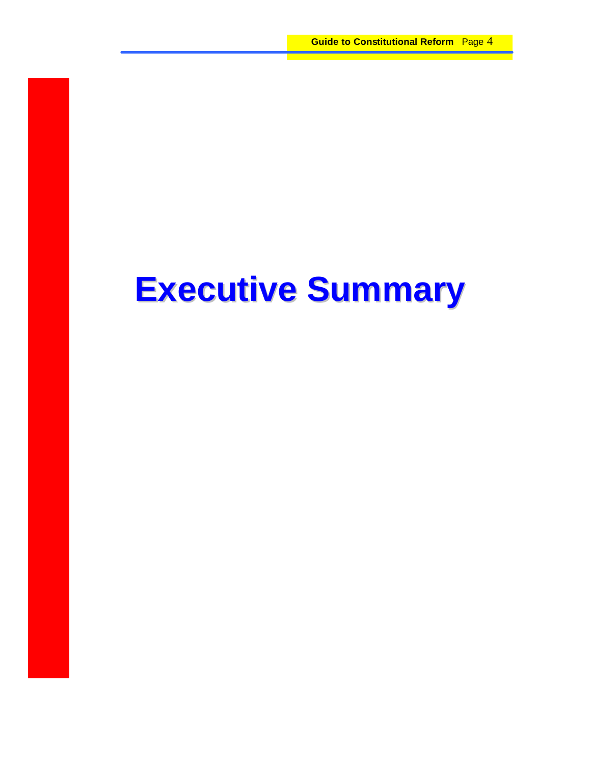# Executive Summary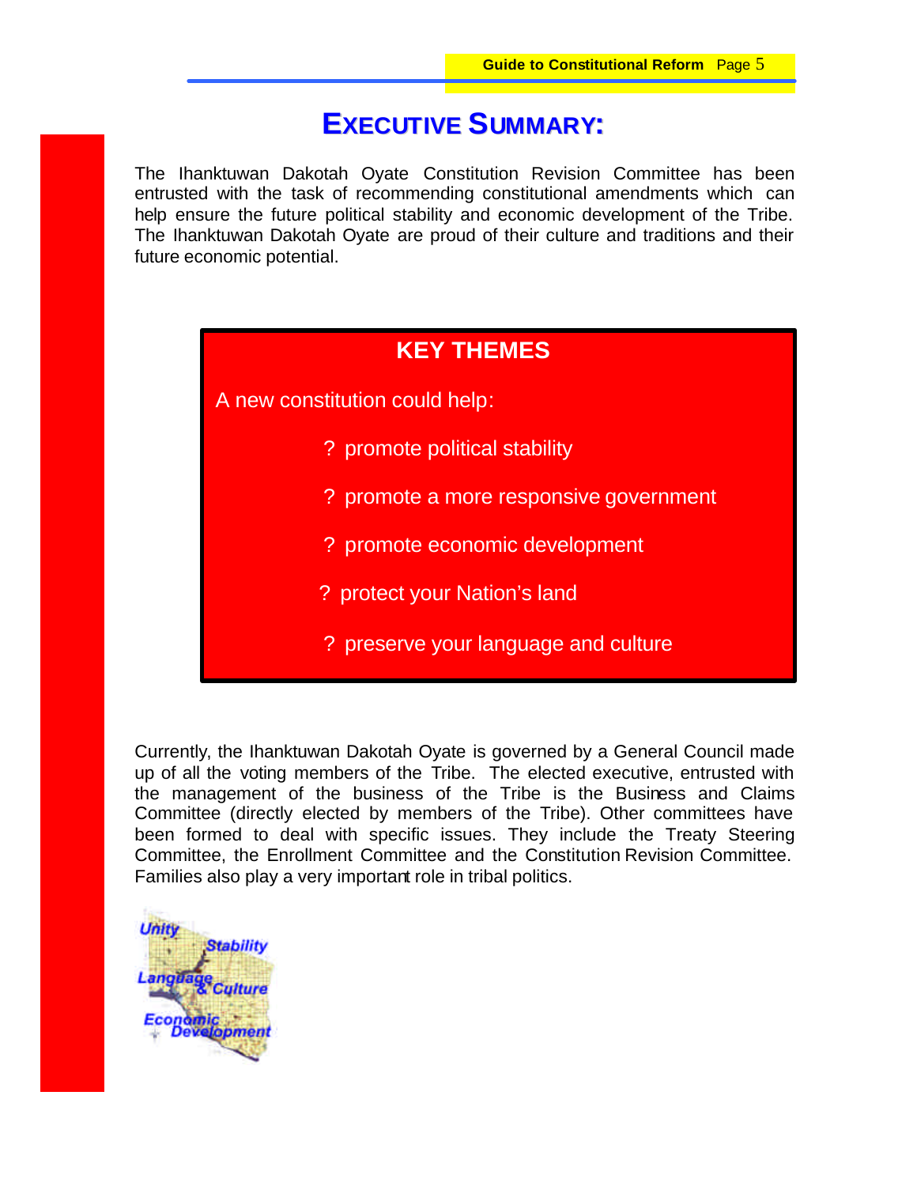# EXECUTIVE SUMMARY:

The Ihanktuwan Dakotah Oyate Constitution Revision Committee has been entrusted with the task of recommending constitutional amendments which can help ensure the future political stability and economic development of the Tribe. The Ihanktuwan Dakotah Oyate are proud of their culture and traditions and their future economic potential.

## KEY THEMES

A new constitution could help:

- promote political stability
- promote a more responsive government
- promote economic development
- protect your Nation's land
- preserve your language and culture

Currently, the Ihanktuwan Dakotah Oyate is governed by a General Council made up of all the voting members of the Tribe. The elected executive, entrusted with the management of the business of the Tribe is the Business and Claims Committee (directly elected by members of the Tribe). Other committees have been formed to deal with specific issues. They include the Treaty Steering Committee, the Enrollment Committee and the Constitution Revision Committee. Families also play a very important role in tribal politics.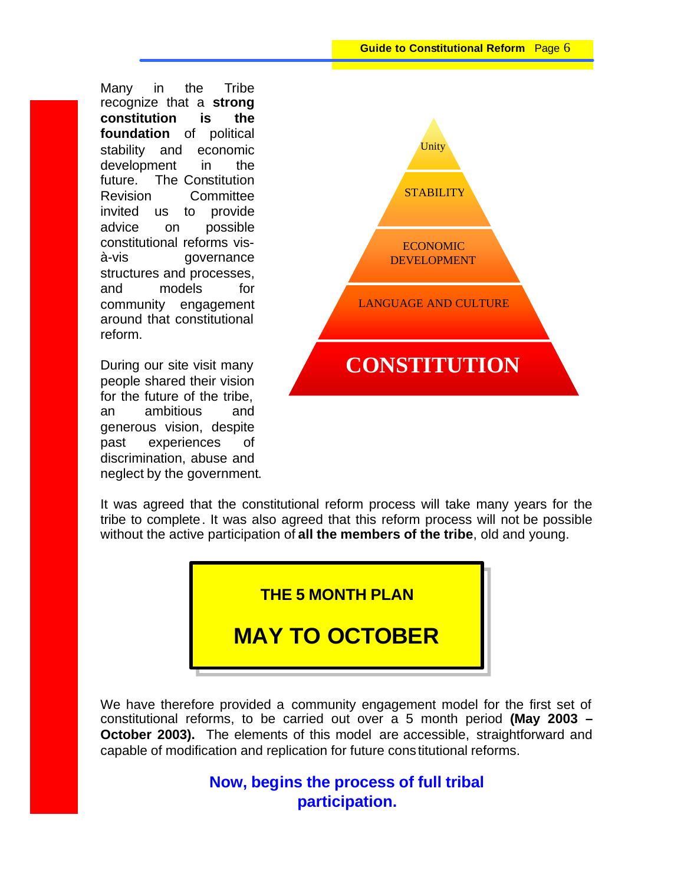Many in the Tribe recognize that a **strong constitution is the foundation** of political stability and economic development in the future. The Constitution Revision Committee invited us to provide advice on possible constitutional reforms vis-à-vis governance structures and processes, and models for community engagement around that constitutional reform.

During our site visit many people shared their vision for the future of the tribe, an ambitious and generous vision, despite past experiences of discrimination, abuse and neglect by the government.

Unity

STABILITY

ECONOMIC DEVELOPMENT

LANGUAGE AND CULTURE

**CONSTITUTION**

It was agreed that the constitutional reform process will take many years for the tribe to complete. It was also agreed that this reform process will not be possible without the active participation of **all the members of the tribe**, old and young.

**THE 5 MONTH PLAN**

**MAY TO OCTOBER**

We have therefore provided a community engagement model for the first set of constitutional reforms, to be carried out over a 5 month period **(May 2003 – October 2003).** The elements of this model are accessible, straightforward and capable of modification and replication for future constitutional reforms.

**Now, begins the process of full tribal participation.**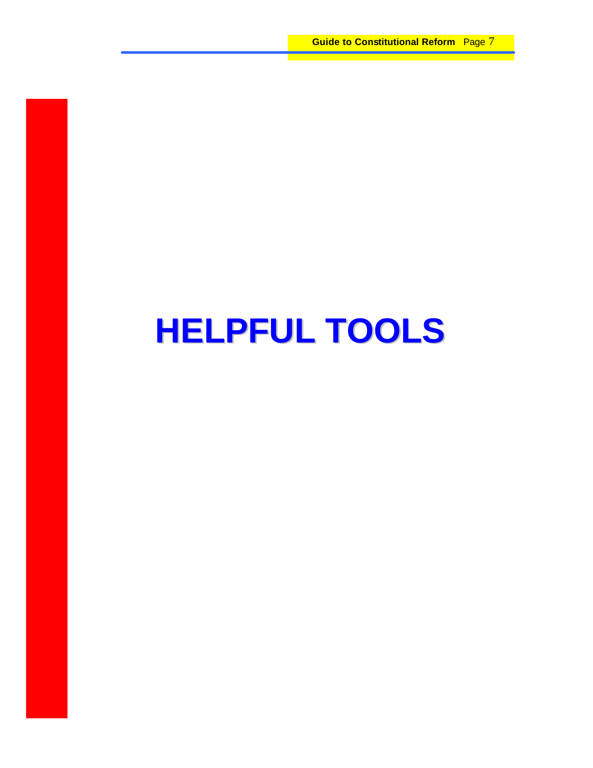# HELPFUL TOOLS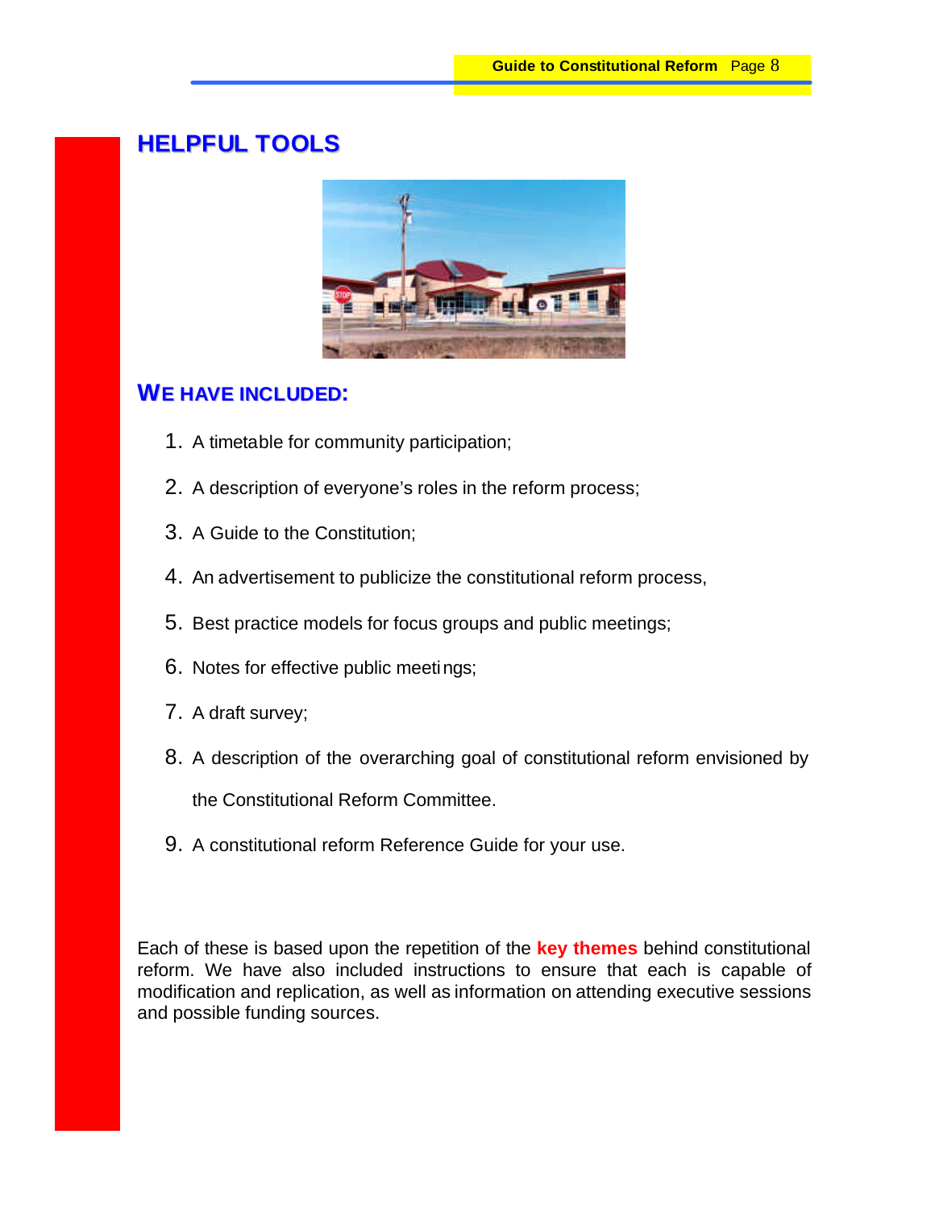# HELPFUL TOOLS

## WE HAVE INCLUDED:

1. A timetable for community participation;
2. A description of everyone's roles in the reform process;
3. A Guide to the Constitution;
4. An advertisement to publicize the constitutional reform process,
5. Best practice models for focus groups and public meetings;
6. Notes for effective public meetings;
7. A draft survey;
8. A description of the overarching goal of constitutional reform envisioned by the Constitutional Reform Committee.
9. A constitutional reform Reference Guide for your use.

Each of these is based upon the repetition of the **key themes** behind constitutional reform. We have also included instructions to ensure that each is capable of modification and replication, as well as information on attending executive sessions and possible funding sources.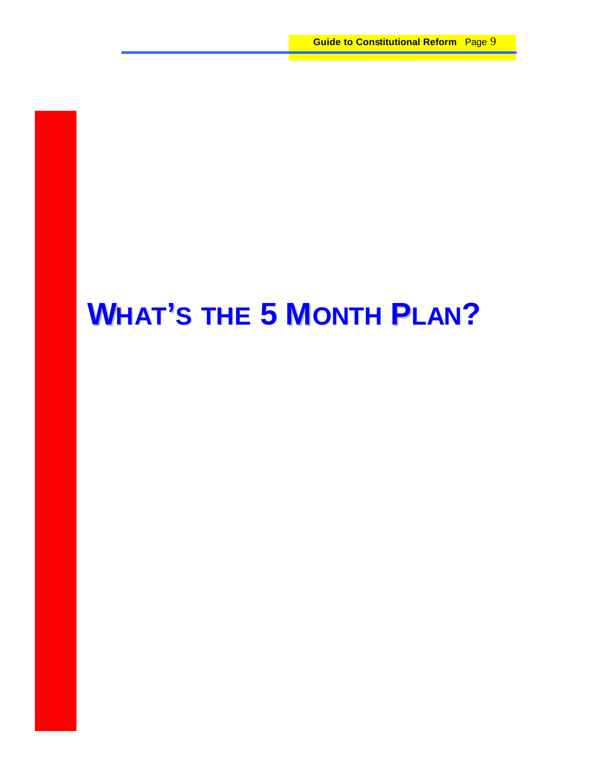# WHAT'S THE 5 MONTH PLAN?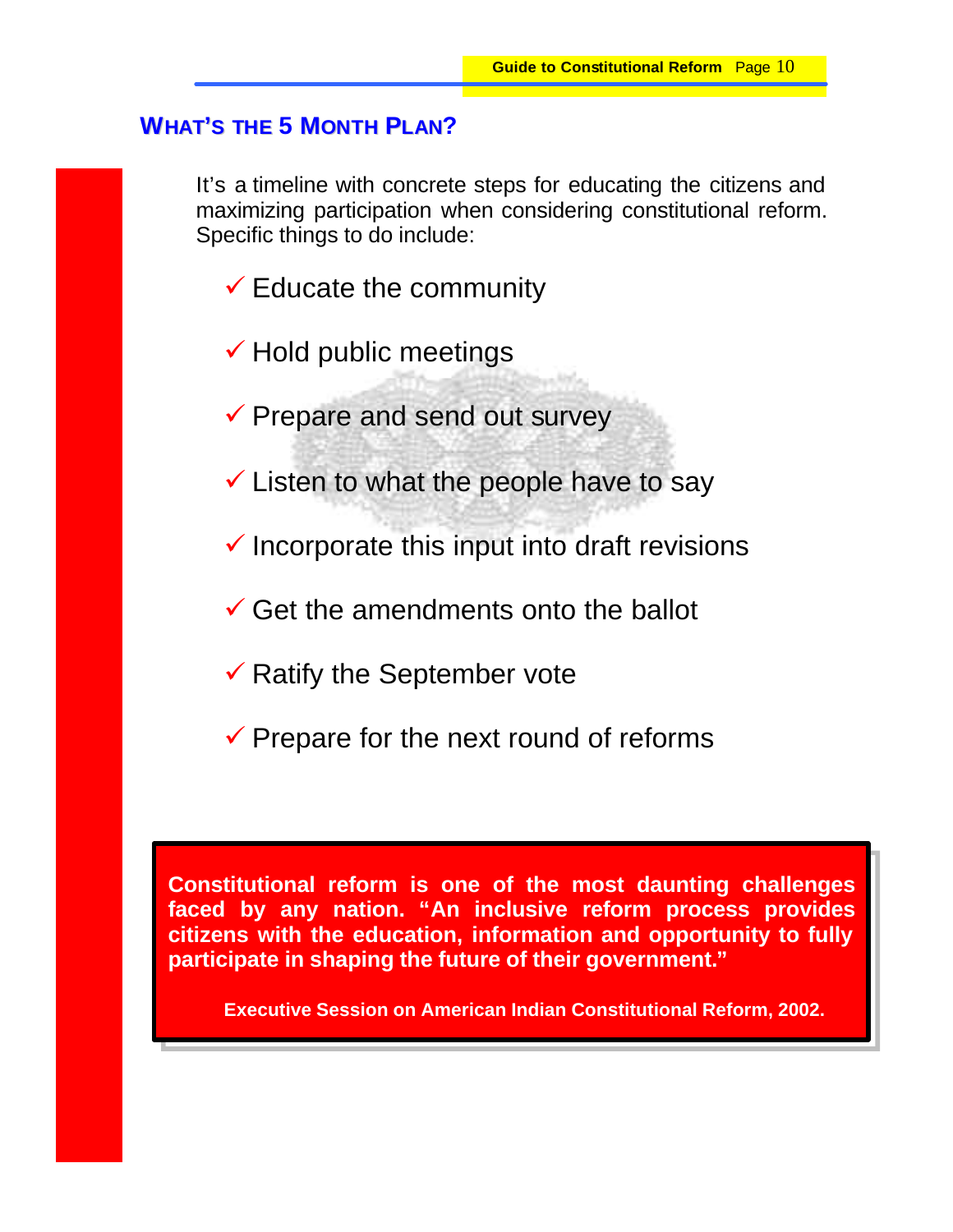## What's the 5 Month Plan?

It's a timeline with concrete steps for educating the citizens and maximizing participation when considering constitutional reform. Specific things to do include:

- ✓ Educate the community
- ✓ Hold public meetings
- ✓ Prepare and send out survey
- ✓ Listen to what the people have to say
- ✓ Incorporate this input into draft revisions
- ✓ Get the amendments onto the ballot
- ✓ Ratify the September vote
- ✓ Prepare for the next round of reforms

**Constitutional reform is one of the most daunting challenges faced by any nation. "An inclusive reform process provides citizens with the education, information and opportunity to fully participate in shaping the future of their government."**

**Executive Session on American Indian Constitutional Reform, 2002.**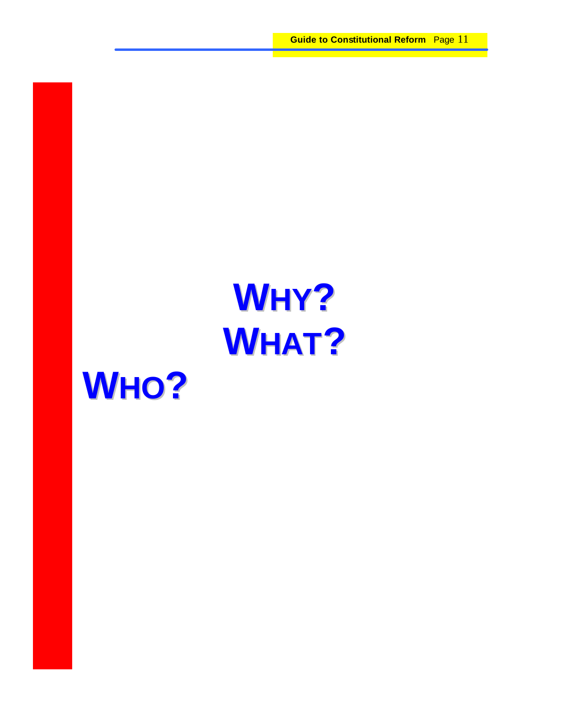# WHY?

# WHAT?

# WHO?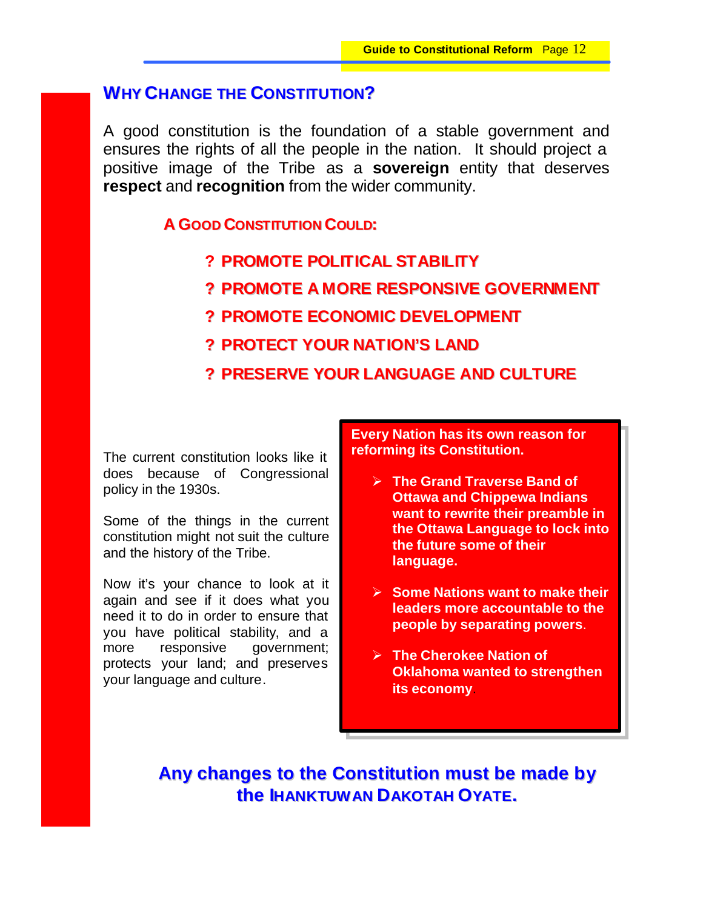## WHY CHANGE THE CONSTITUTION?

A good constitution is the foundation of a stable government and ensures the rights of all the people in the nation. It should project a positive image of the Tribe as a **sovereign** entity that deserves **respect** and **recognition** from the wider community.

### A GOOD CONSTITUTION COULD:

- **PROMOTE POLITICAL STABILITY**
- **PROMOTE A MORE RESPONSIVE GOVERNMENT**
- **PROMOTE ECONOMIC DEVELOPMENT**
- **PROTECT YOUR NATION'S LAND**
- **PRESERVE YOUR LANGUAGE AND CULTURE**

The current constitution looks like it does because of Congressional policy in the 1930s.

Some of the things in the current constitution might not suit the culture and the history of the Tribe.

Now it's your chance to look at it again and see if it does what you need it to do in order to ensure that you have political stability, and a more responsive government; protects your land; and preserves your language and culture.

**Every Nation has its own reason for reforming its Constitution.**

- **The Grand Traverse Band of Ottawa and Chippewa Indians want to rewrite their preamble in the Ottawa Language to lock into the future some of their language.**
- **Some Nations want to make their leaders more accountable to the people by separating powers.**
- **The Cherokee Nation of Oklahoma wanted to strengthen its economy.**

**Any changes to the Constitution must be made by the IHANKTUWAN DAKOTAH OYATE.**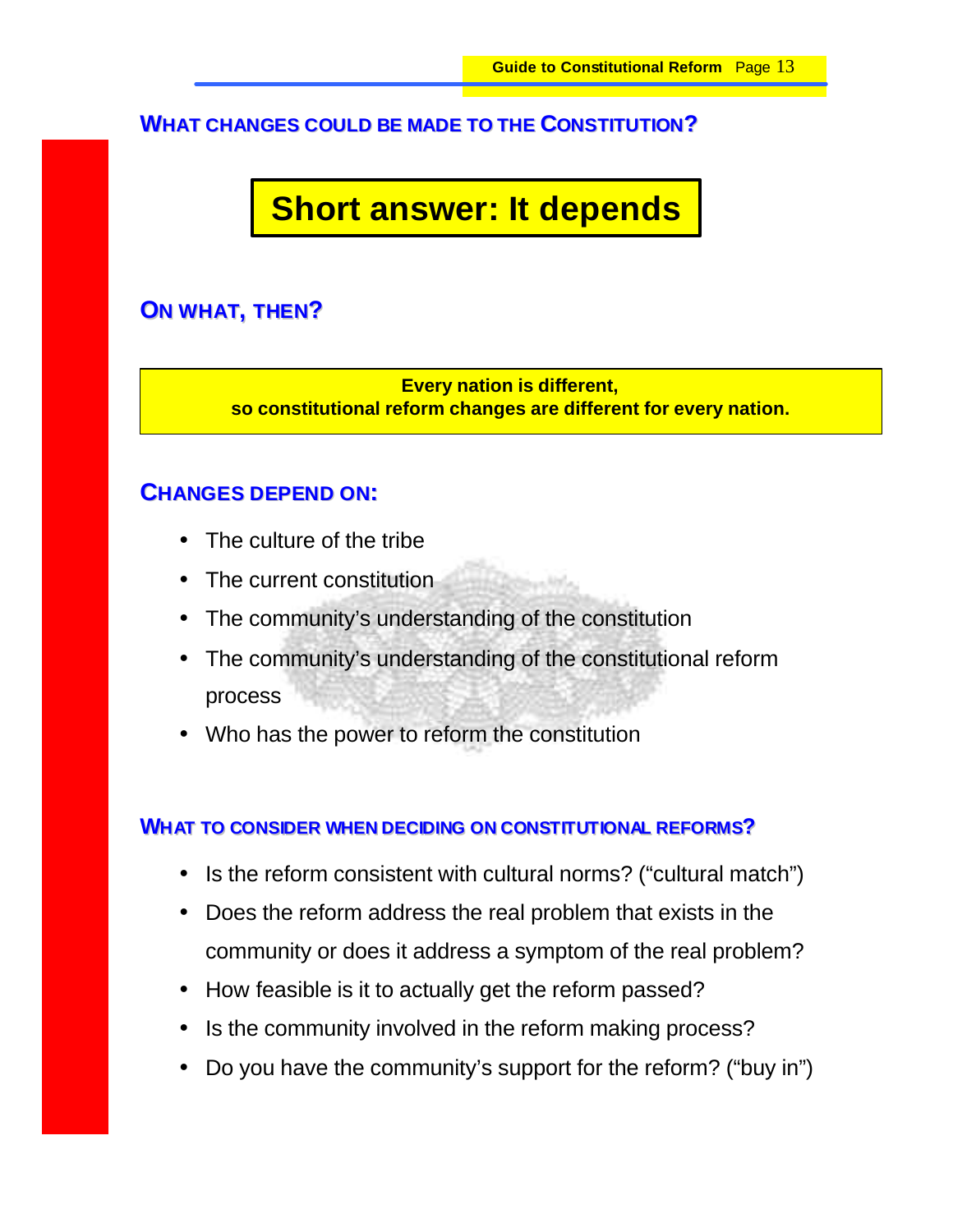## WHAT CHANGES COULD BE MADE TO THE CONSTITUTION?

**Short answer: It depends**

## ON WHAT, THEN?

**Every nation is different,**
**so constitutional reform changes are different for every nation.**

## CHANGES DEPEND ON:

- The culture of the tribe
- The current constitution
- The community's understanding of the constitution
- The community's understanding of the constitutional reform process
- Who has the power to reform the constitution

## WHAT TO CONSIDER WHEN DECIDING ON CONSTITUTIONAL REFORMS?

- Is the reform consistent with cultural norms? ("cultural match")
- Does the reform address the real problem that exists in the community or does it address a symptom of the real problem?
- How feasible is it to actually get the reform passed?
- Is the community involved in the reform making process?
- Do you have the community's support for the reform? ("buy in")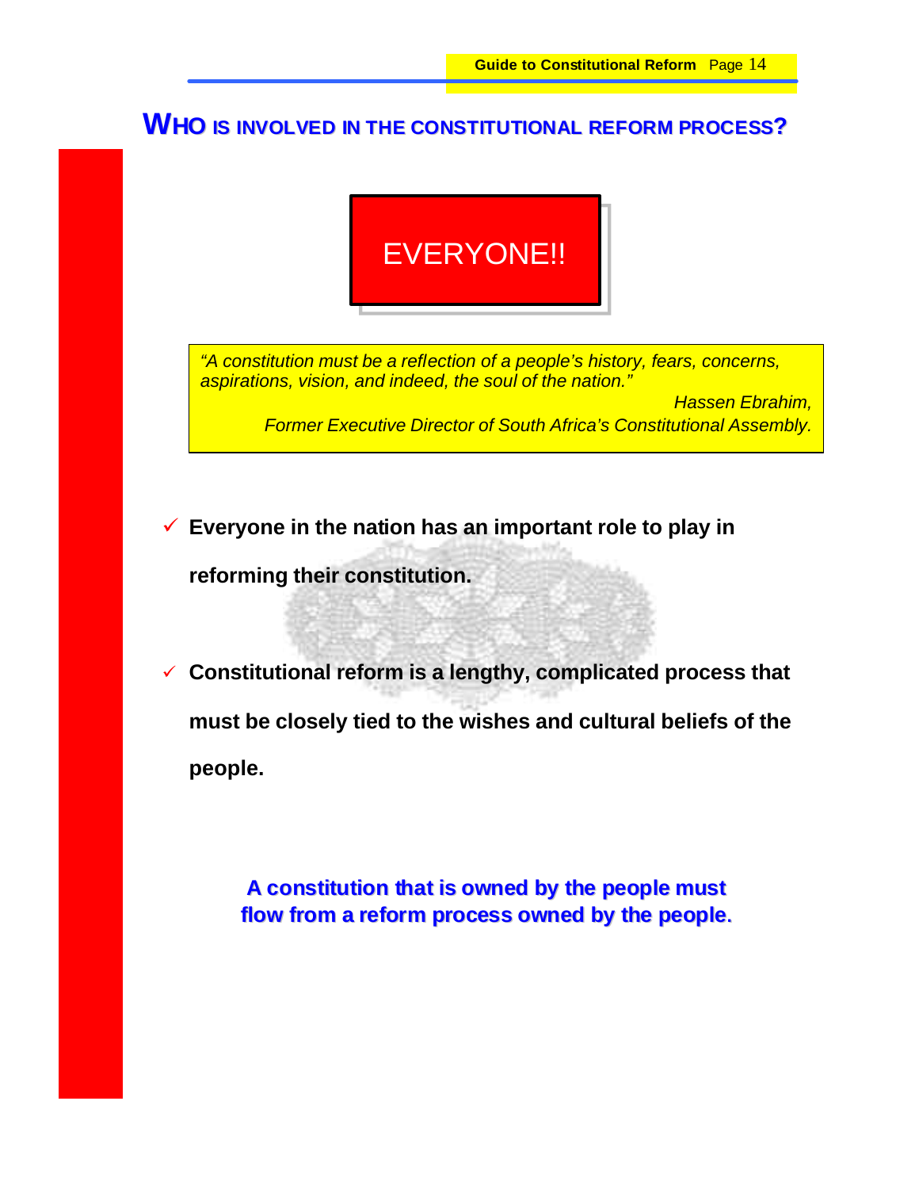## WHO IS INVOLVED IN THE CONSTITUTIONAL REFORM PROCESS?

**EVERYONE!!**

> *"A constitution must be a reflection of a people's history, fears, concerns, aspirations, vision, and indeed, the soul of the nation."*
>
> *Hassen Ebrahim,*
> *Former Executive Director of South Africa's Constitutional Assembly.*

- ✓ **Everyone in the nation has an important role to play in reforming their constitution.**

- ✓ **Constitutional reform is a lengthy, complicated process that must be closely tied to the wishes and cultural beliefs of the people.**

**A constitution that is owned by the people must flow from a reform process owned by the people.**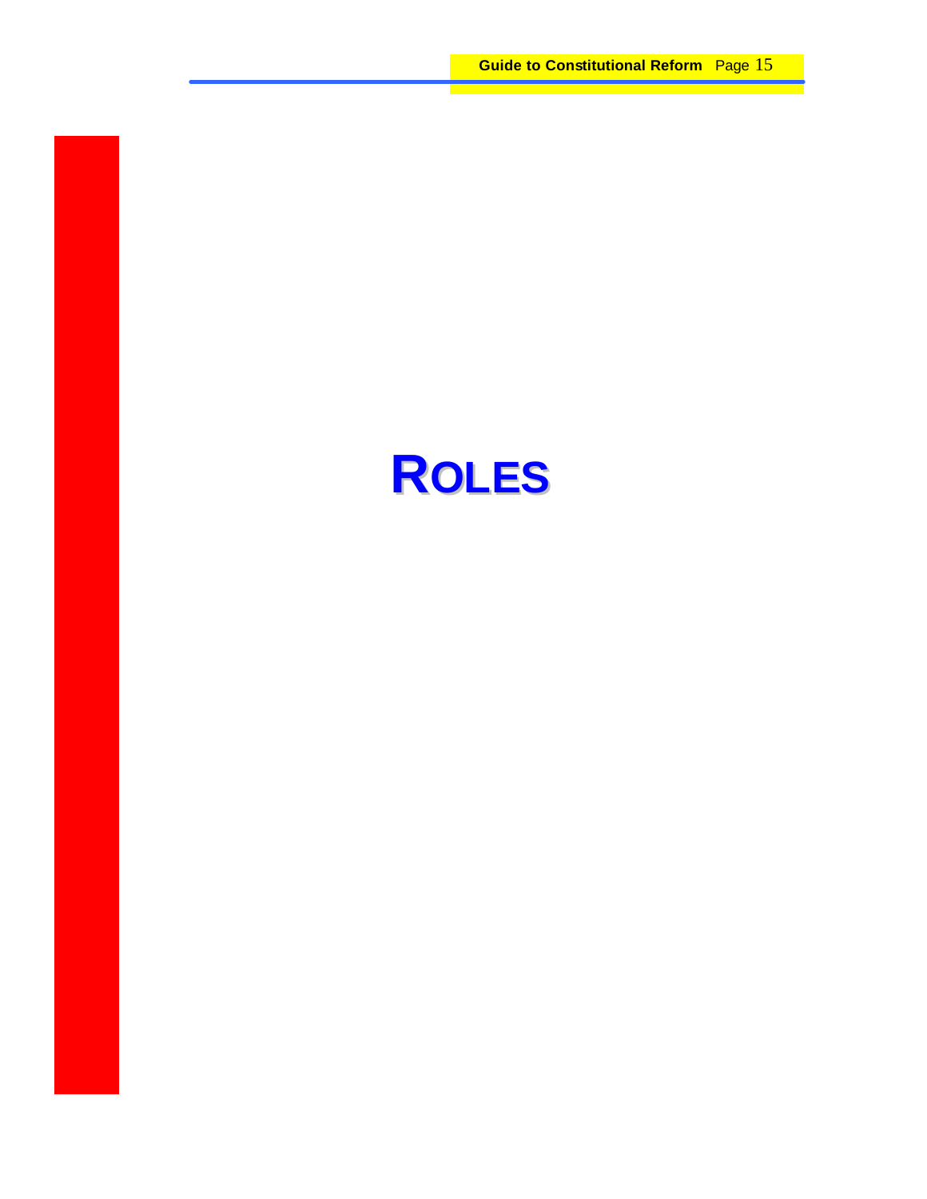# ROLES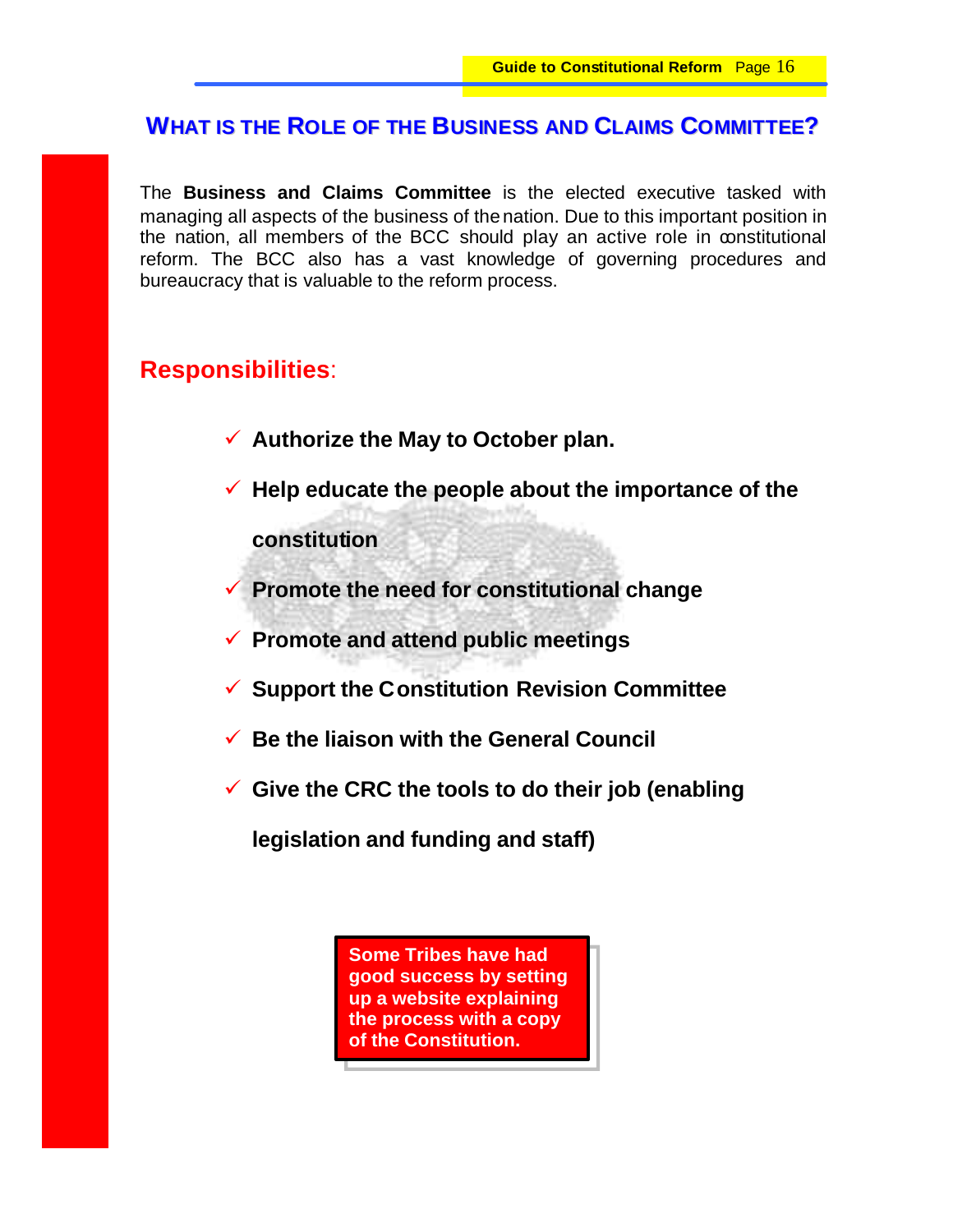## WHAT IS THE ROLE OF THE BUSINESS AND CLAIMS COMMITTEE?

The **Business and Claims Committee** is the elected executive tasked with managing all aspects of the business of the nation. Due to this important position in the nation, all members of the BCC should play an active role in constitutional reform. The BCC also has a vast knowledge of governing procedures and bureaucracy that is valuable to the reform process.

### Responsibilities:

- ✓ **Authorize the May to October plan.**
- ✓ **Help educate the people about the importance of the constitution**
- ✓ **Promote the need for constitutional change**
- ✓ **Promote and attend public meetings**
- ✓ **Support the Constitution Revision Committee**
- ✓ **Be the liaison with the General Council**
- ✓ **Give the CRC the tools to do their job (enabling legislation and funding and staff)**

**Some Tribes have had good success by setting up a website explaining the process with a copy of the Constitution.**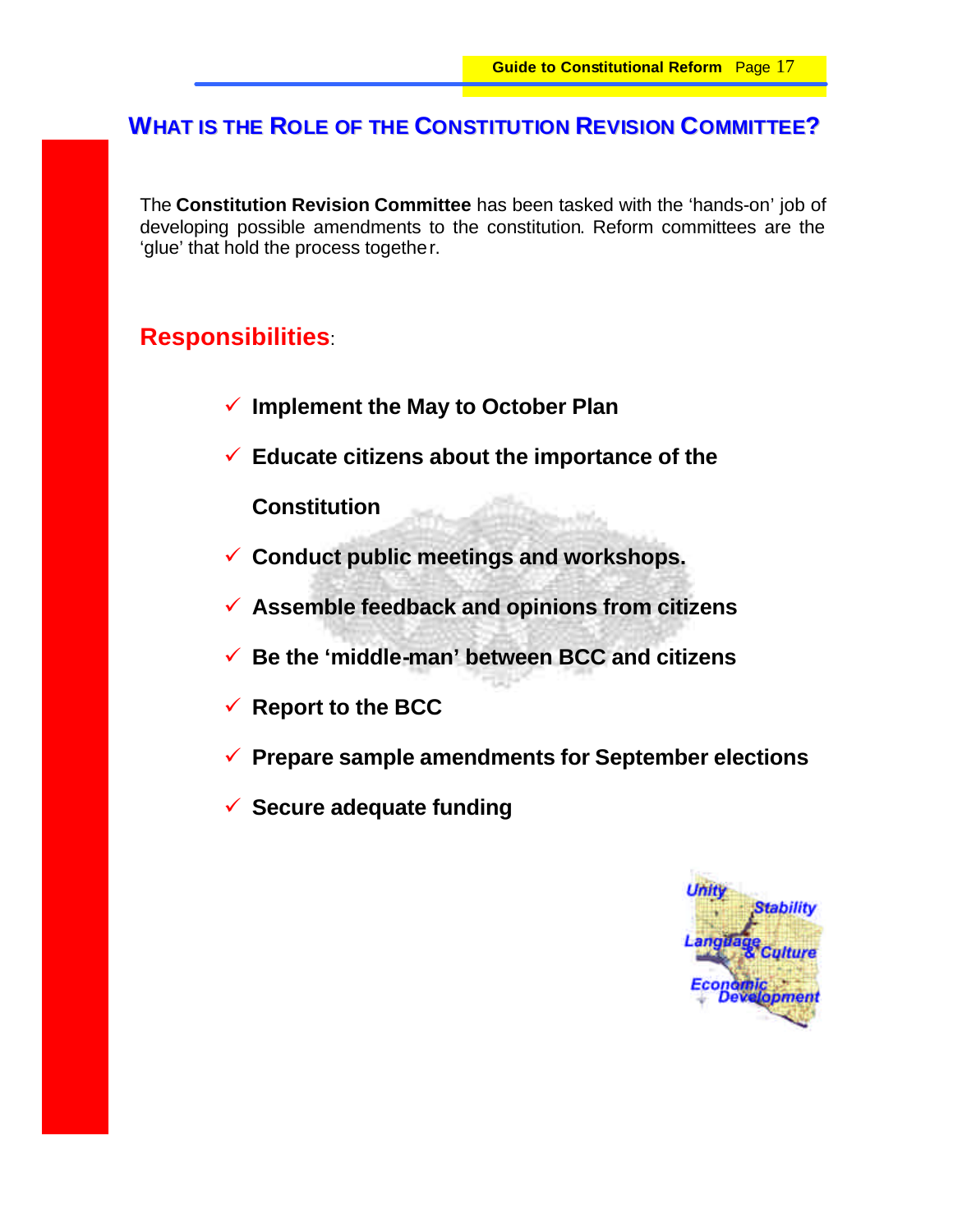## WHAT IS THE ROLE OF THE CONSTITUTION REVISION COMMITTEE?

The **Constitution Revision Committee** has been tasked with the 'hands-on' job of developing possible amendments to the constitution. Reform committees are the 'glue' that hold the process together.

### Responsibilities:

- ✓ **Implement the May to October Plan**
- ✓ **Educate citizens about the importance of the Constitution**
- ✓ **Conduct public meetings and workshops.**
- ✓ **Assemble feedback and opinions from citizens**
- ✓ **Be the 'middle-man' between BCC and citizens**
- ✓ **Report to the BCC**
- ✓ **Prepare sample amendments for September elections**
- ✓ **Secure adequate funding**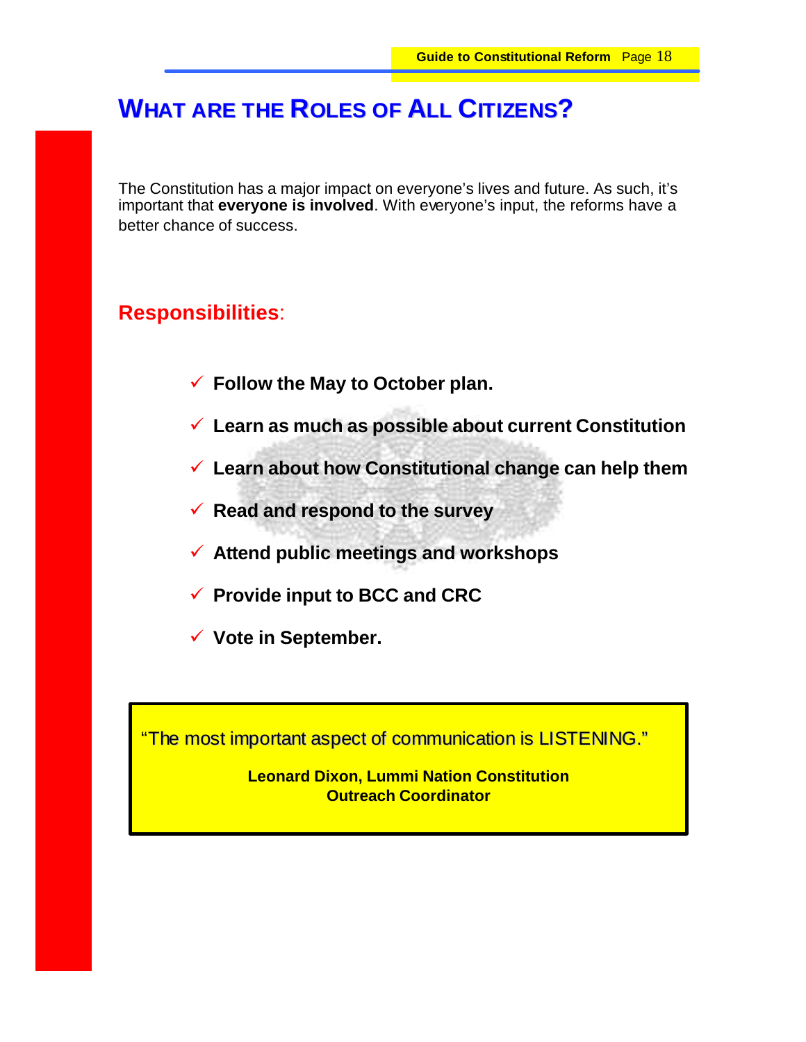# WHAT ARE THE ROLES OF ALL CITIZENS?

The Constitution has a major impact on everyone's lives and future. As such, it's important that **everyone is involved**. With everyone's input, the reforms have a better chance of success.

## Responsibilities:

- ✓ **Follow the May to October plan.**
- ✓ **Learn as much as possible about current Constitution**
- ✓ **Learn about how Constitutional change can help them**
- ✓ **Read and respond to the survey**
- ✓ **Attend public meetings and workshops**
- ✓ **Provide input to BCC and CRC**
- ✓ **Vote in September.**

> "The most important aspect of communication is LISTENING."
>
> **Leonard Dixon, Lummi Nation Constitution Outreach Coordinator**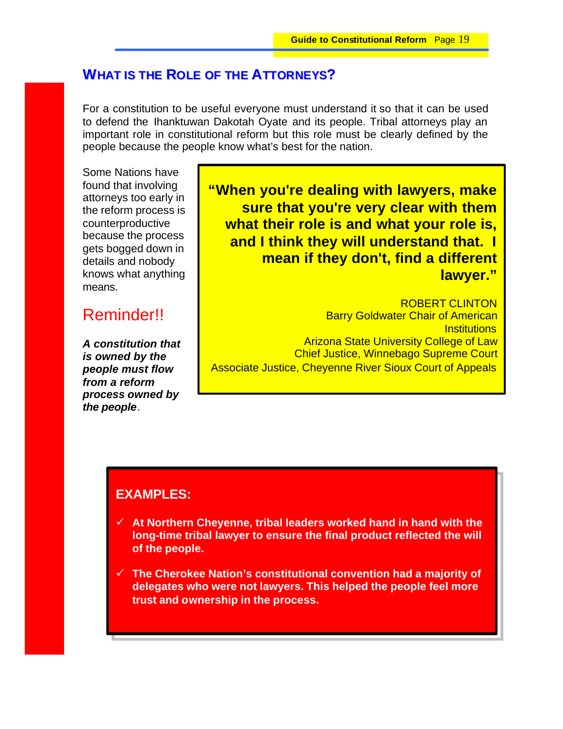## WHAT IS THE ROLE OF THE ATTORNEYS?

For a constitution to be useful everyone must understand it so that it can be used to defend the Ihanktuwan Dakotah Oyate and its people. Tribal attorneys play an important role in constitutional reform but this role must be clearly defined by the people because the people know what's best for the nation.

Some Nations have found that involving attorneys too early in the reform process is counterproductive because the process gets bogged down in details and nobody knows what anything means.

**"When you're dealing with lawyers, make sure that you're very clear with them what their role is and what your role is, and I think they will understand that. I mean if they don't, find a different lawyer."**

ROBERT CLINTON
Barry Goldwater Chair of American Institutions
Arizona State University College of Law
Chief Justice, Winnebago Supreme Court
Associate Justice, Cheyenne River Sioux Court of Appeals

### Reminder!!

***A constitution that is owned by the people must flow from a reform process owned by the people***.

**EXAMPLES:**

- ✓ **At Northern Cheyenne, tribal leaders worked hand in hand with the long-time tribal lawyer to ensure the final product reflected the will of the people.**
- ✓ **The Cherokee Nation's constitutional convention had a majority of delegates who were not lawyers. This helped the people feel more trust and ownership in the process.**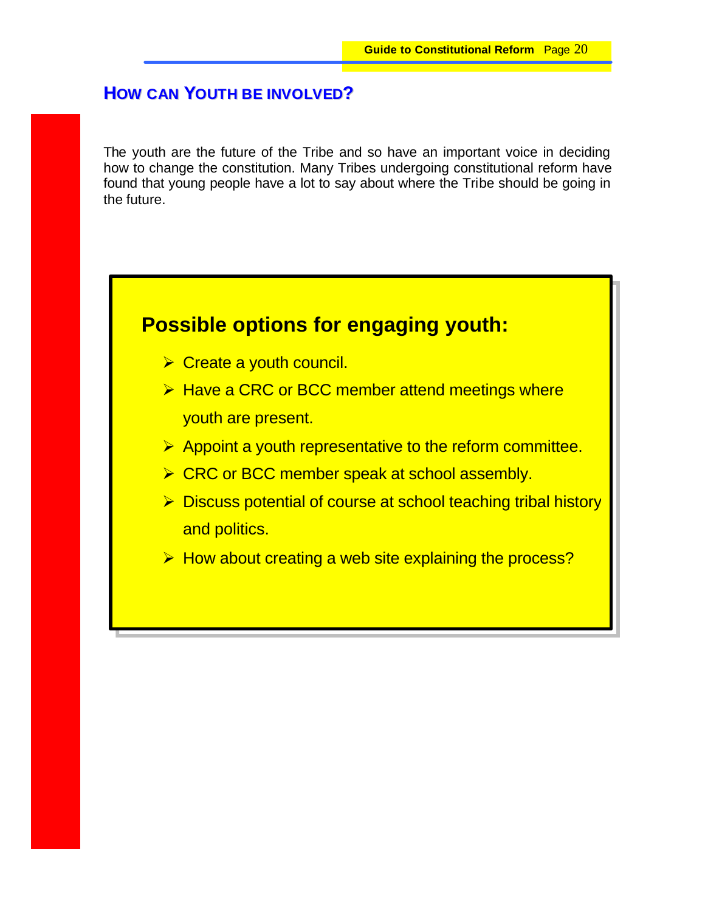## How can Youth be involved?

The youth are the future of the Tribe and so have an important voice in deciding how to change the constitution. Many Tribes undergoing constitutional reform have found that young people have a lot to say about where the Tribe should be going in the future.

### Possible options for engaging youth:

- Create a youth council.
- Have a CRC or BCC member attend meetings where youth are present.
- Appoint a youth representative to the reform committee.
- CRC or BCC member speak at school assembly.
- Discuss potential of course at school teaching tribal history and politics.
- How about creating a web site explaining the process?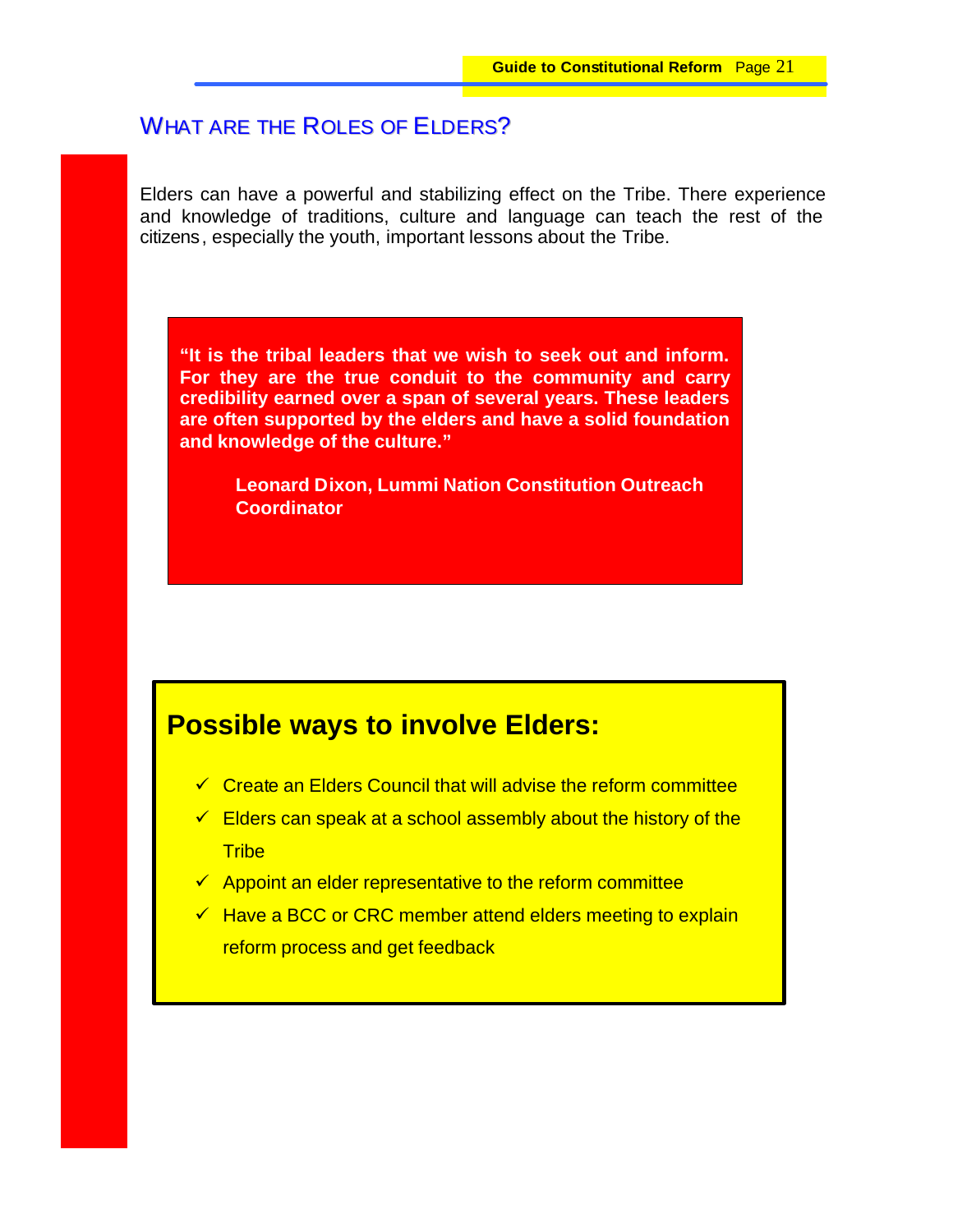## WHAT ARE THE ROLES OF ELDERS?

Elders can have a powerful and stabilizing effect on the Tribe. There experience and knowledge of traditions, culture and language can teach the rest of the citizens, especially the youth, important lessons about the Tribe.

> **"It is the tribal leaders that we wish to seek out and inform. For they are the true conduit to the community and carry credibility earned over a span of several years. These leaders are often supported by the elders and have a solid foundation and knowledge of the culture."**
>
> **Leonard Dixon, Lummi Nation Constitution Outreach Coordinator**

### Possible ways to involve Elders:

- ✓ Create an Elders Council that will advise the reform committee
- ✓ Elders can speak at a school assembly about the history of the Tribe
- ✓ Appoint an elder representative to the reform committee
- ✓ Have a BCC or CRC member attend elders meeting to explain reform process and get feedback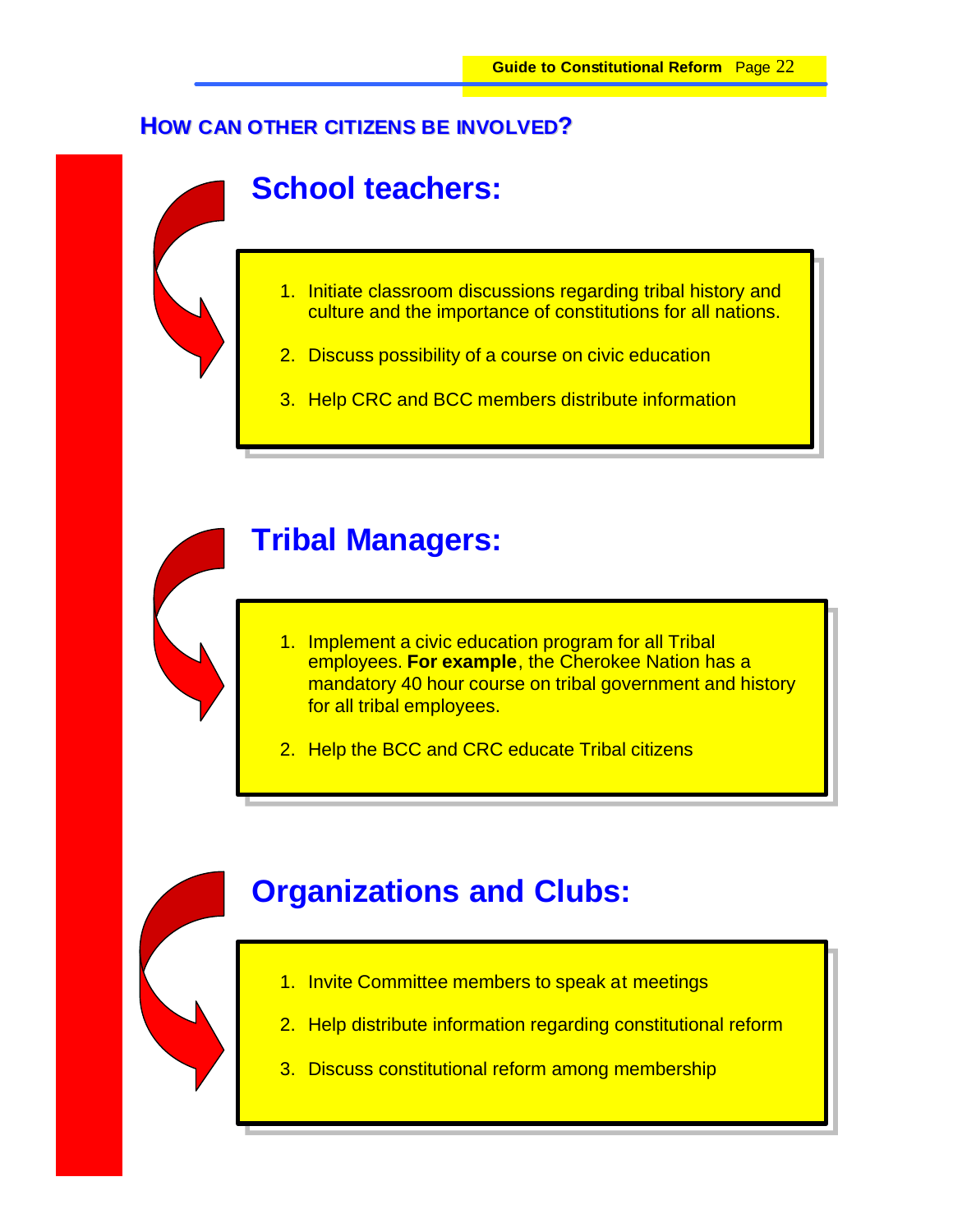## HOW CAN OTHER CITIZENS BE INVOLVED?

### School teachers:

1. Initiate classroom discussions regarding tribal history and culture and the importance of constitutions for all nations.
2. Discuss possibility of a course on civic education
3. Help CRC and BCC members distribute information

### Tribal Managers:

1. Implement a civic education program for all Tribal employees. **For example**, the Cherokee Nation has a mandatory 40 hour course on tribal government and history for all tribal employees.
2. Help the BCC and CRC educate Tribal citizens

### Organizations and Clubs:

1. Invite Committee members to speak at meetings
2. Help distribute information regarding constitutional reform
3. Discuss constitutional reform among membership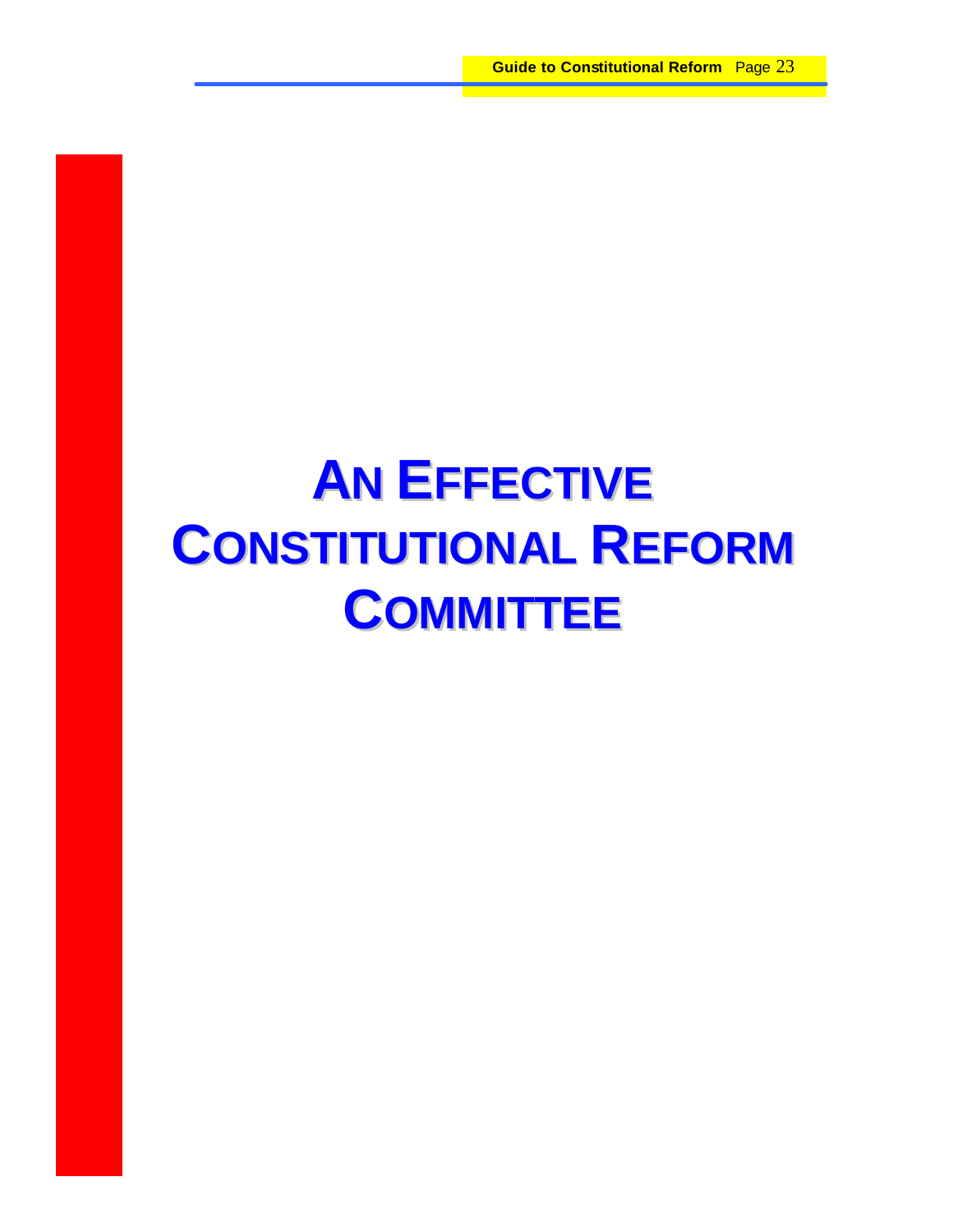# AN EFFECTIVE CONSTITUTIONAL REFORM COMMITTEE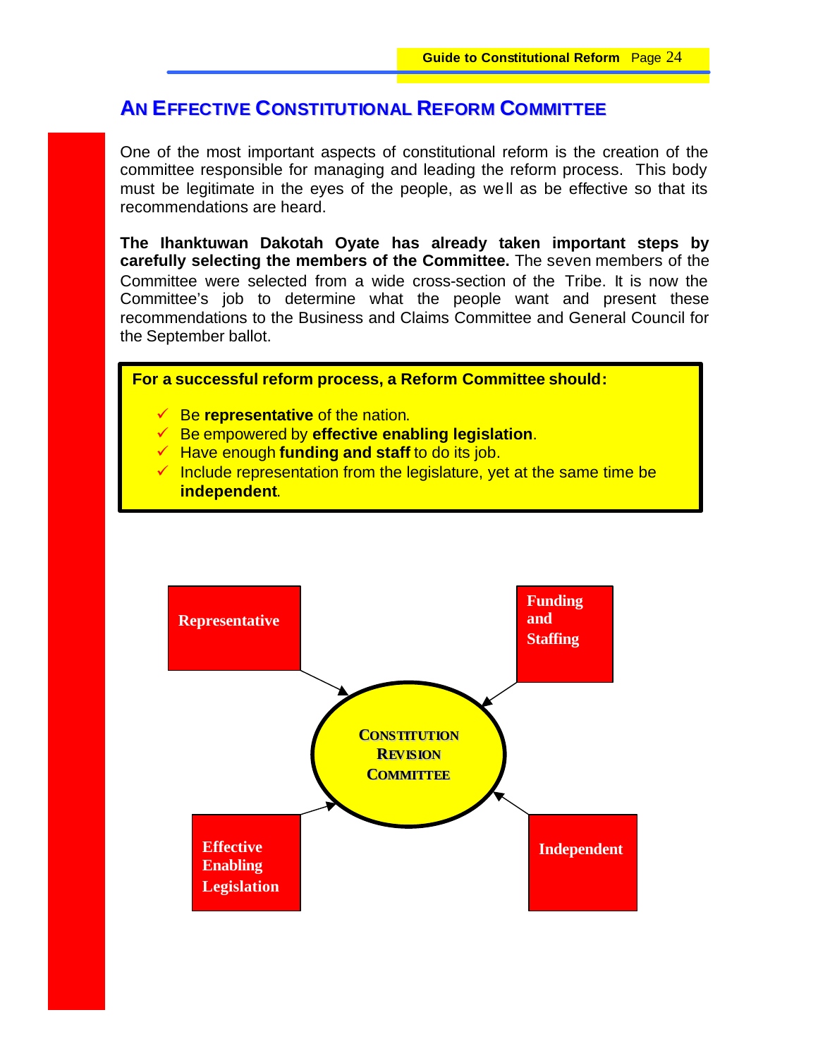## AN EFFECTIVE CONSTITUTIONAL REFORM COMMITTEE

One of the most important aspects of constitutional reform is the creation of the committee responsible for managing and leading the reform process. This body must be legitimate in the eyes of the people, as well as be effective so that its recommendations are heard.

**The Ihanktuwan Dakotah Oyate has already taken important steps by carefully selecting the members of the Committee.** The seven members of the Committee were selected from a wide cross-section of the Tribe. It is now the Committee's job to determine what the people want and present these recommendations to the Business and Claims Committee and General Council for the September ballot.

**For a successful reform process, a Reform Committee should:**

- ✓ Be **representative** of the nation.
- ✓ Be empowered by **effective enabling legislation**.
- ✓ Have enough **funding and staff** to do its job.
- ✓ Include representation from the legislature, yet at the same time be **independent**.

**CONSTITUTION REVISION COMMITTEE**

- Representative
- Funding and Staffing
- Effective Enabling Legislation
- Independent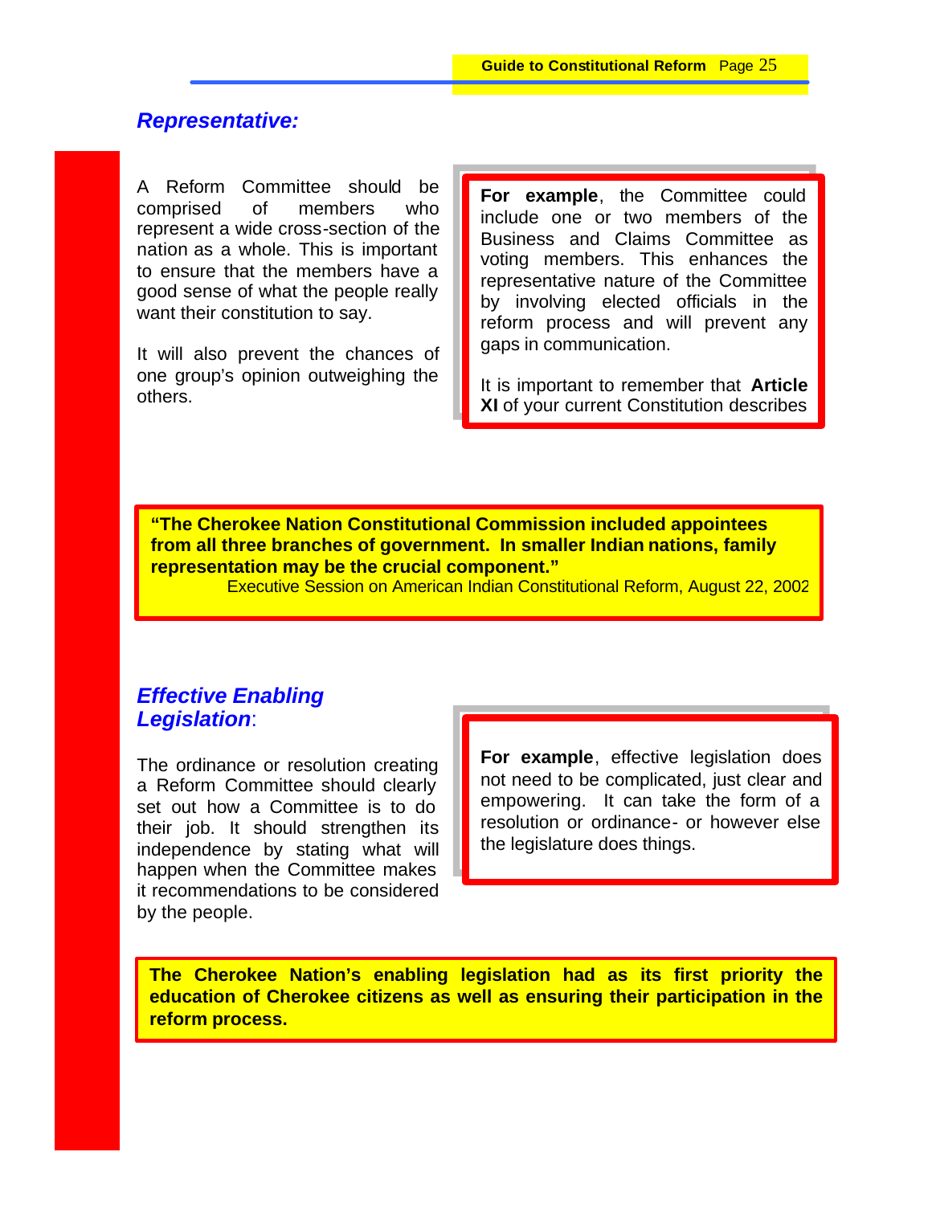## *Representative:*

A Reform Committee should be comprised of members who represent a wide cross-section of the nation as a whole. This is important to ensure that the members have a good sense of what the people really want their constitution to say.

It will also prevent the chances of one group's opinion outweighing the others.

**For example**, the Committee could include one or two members of the Business and Claims Committee as voting members. This enhances the representative nature of the Committee by involving elected officials in the reform process and will prevent any gaps in communication.

It is important to remember that **Article XI** of your current Constitution describes

**"The Cherokee Nation Constitutional Commission included appointees from all three branches of government. In smaller Indian nations, family representation may be the crucial component."**
Executive Session on American Indian Constitutional Reform, August 22, 2002

## *Effective Enabling Legislation*:

The ordinance or resolution creating a Reform Committee should clearly set out how a Committee is to do their job. It should strengthen its independence by stating what will happen when the Committee makes it recommendations to be considered by the people.

**For example**, effective legislation does not need to be complicated, just clear and empowering. It can take the form of a resolution or ordinance- or however else the legislature does things.

**The Cherokee Nation's enabling legislation had as its first priority the education of Cherokee citizens as well as ensuring their participation in the reform process.**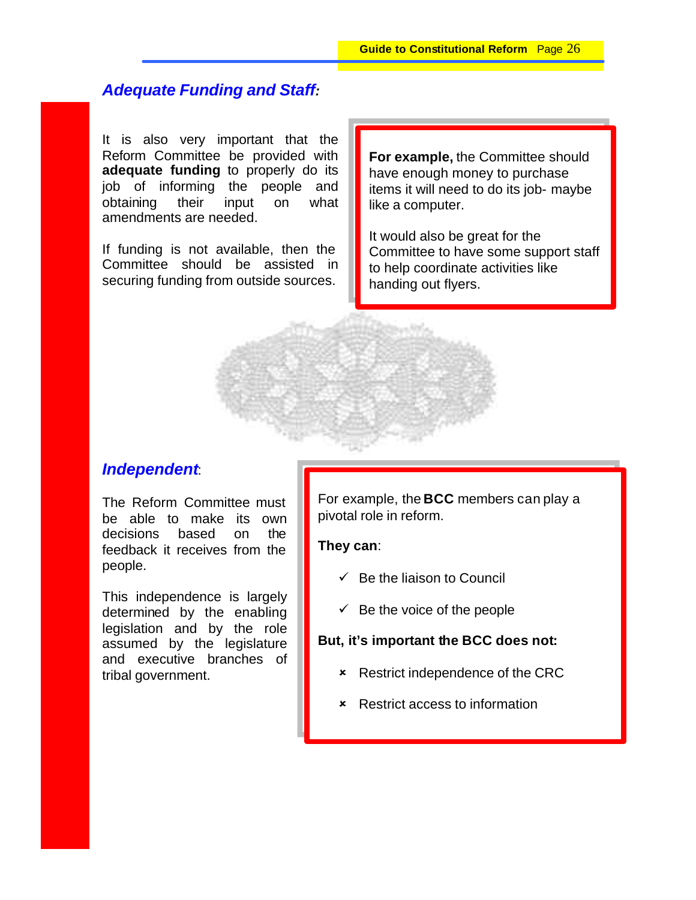## *Adequate Funding and Staff*:

It is also very important that the Reform Committee be provided with **adequate funding** to properly do its job of informing the people and obtaining their input on what amendments are needed.

If funding is not available, then the Committee should be assisted in securing funding from outside sources.

**For example,** the Committee should have enough money to purchase items it will need to do its job- maybe like a computer.

It would also be great for the Committee to have some support staff to help coordinate activities like handing out flyers.

## *Independent*:

The Reform Committee must be able to make its own decisions based on the feedback it receives from the people.

This independence is largely determined by the enabling legislation and by the role assumed by the legislature and executive branches of tribal government.

For example, the **BCC** members can play a pivotal role in reform.

**They can**:

- ✓ Be the liaison to Council
- ✓ Be the voice of the people

**But, it's important the BCC does not:**

- × Restrict independence of the CRC
- × Restrict access to information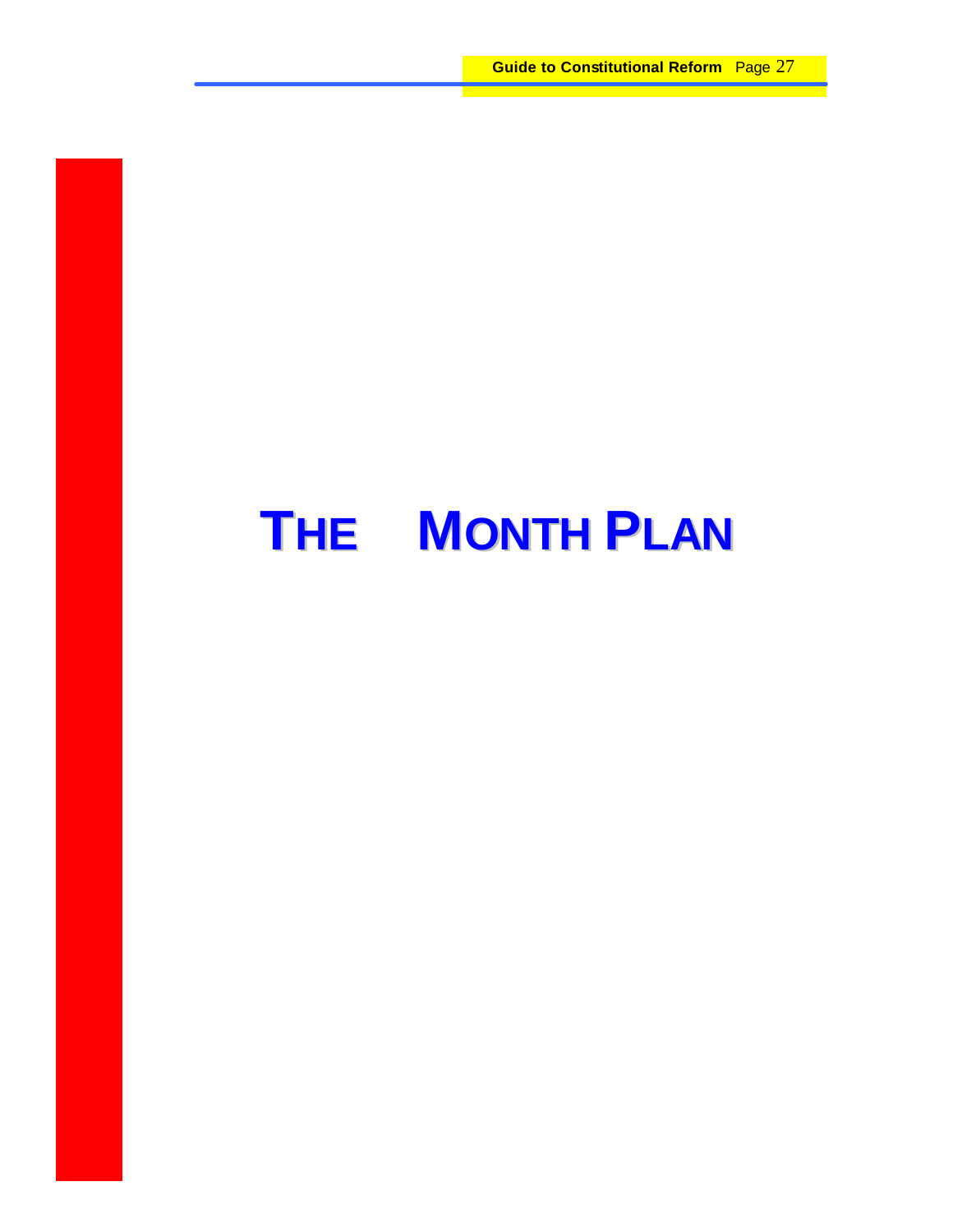# THE MONTH PLAN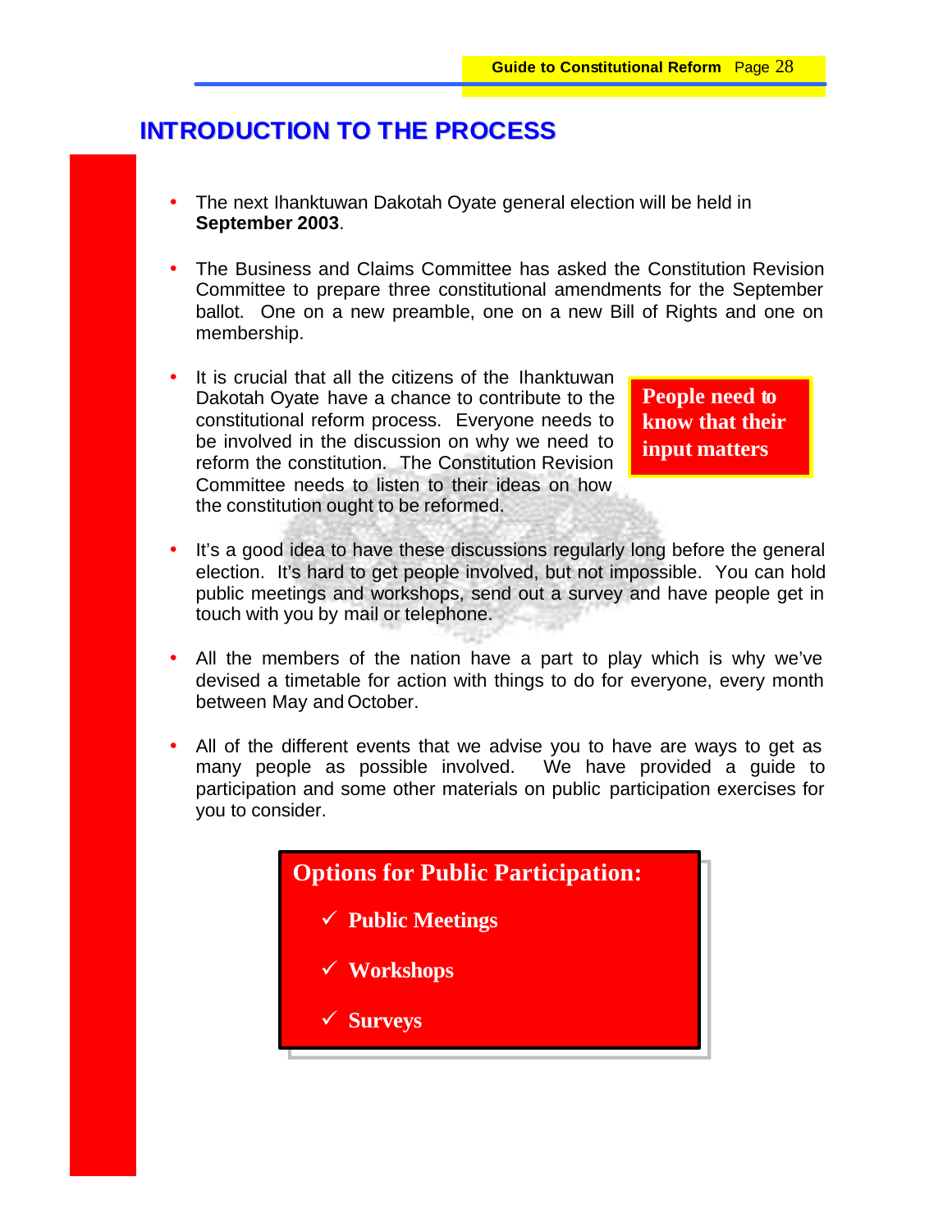# INTRODUCTION TO THE PROCESS

- The next Ihanktuwan Dakotah Oyate general election will be held in **September 2003**.

- The Business and Claims Committee has asked the Constitution Revision Committee to prepare three constitutional amendments for the September ballot. One on a new preamble, one on a new Bill of Rights and one on membership.

- It is crucial that all the citizens of the Ihanktuwan Dakotah Oyate have a chance to contribute to the constitutional reform process. Everyone needs to be involved in the discussion on why we need to reform the constitution. The Constitution Revision Committee needs to listen to their ideas on how the constitution ought to be reformed.

**People need to know that their input matters**

- It's a good idea to have these discussions regularly long before the general election. It's hard to get people involved, but not impossible. You can hold public meetings and workshops, send out a survey and have people get in touch with you by mail or telephone.

- All the members of the nation have a part to play which is why we've devised a timetable for action with things to do for everyone, every month between May and October.

- All of the different events that we advise you to have are ways to get as many people as possible involved. We have provided a guide to participation and some other materials on public participation exercises for you to consider.

**Options for Public Participation:**

- ✓ **Public Meetings**
- ✓ **Workshops**
- ✓ **Surveys**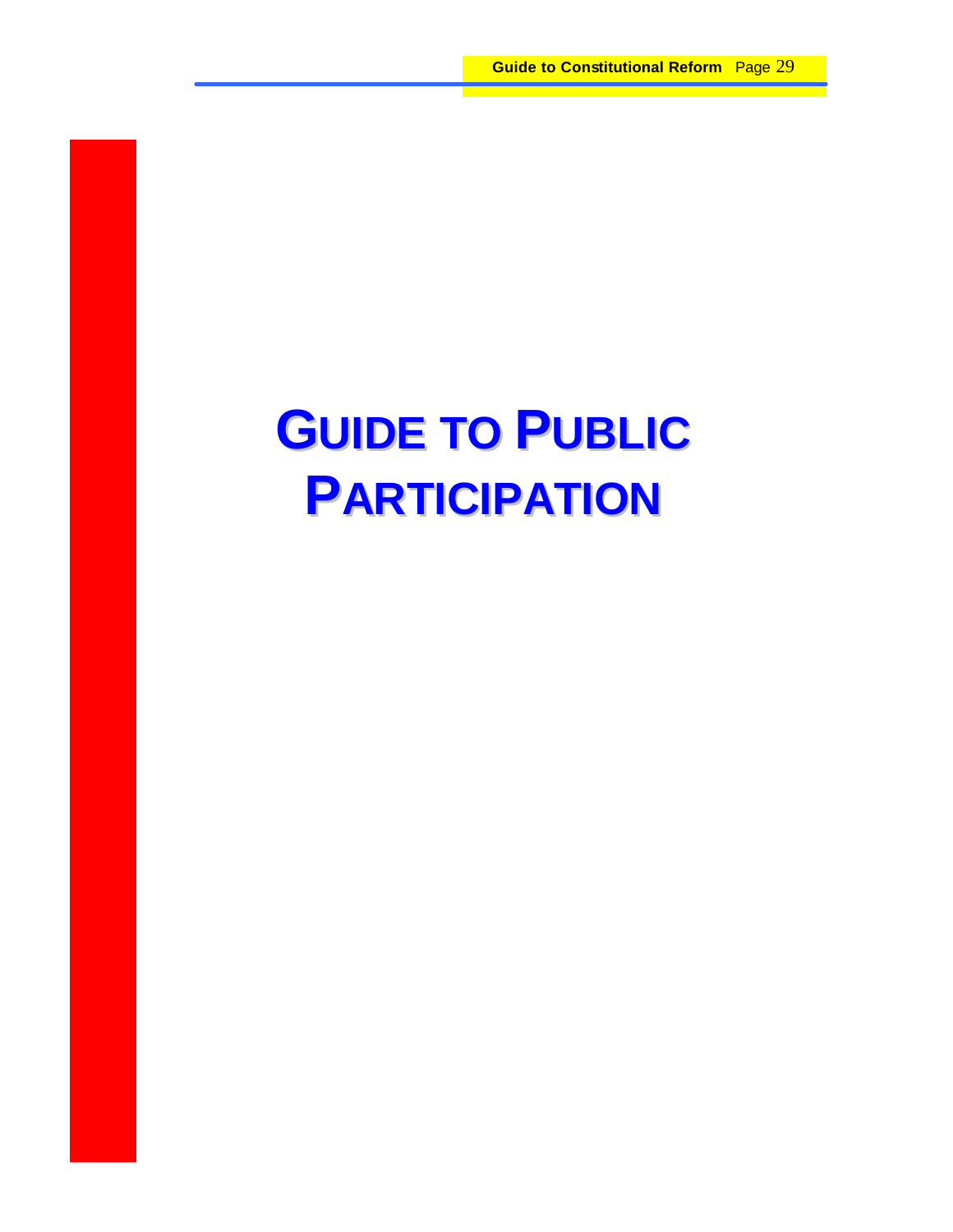# Guide to Public Participation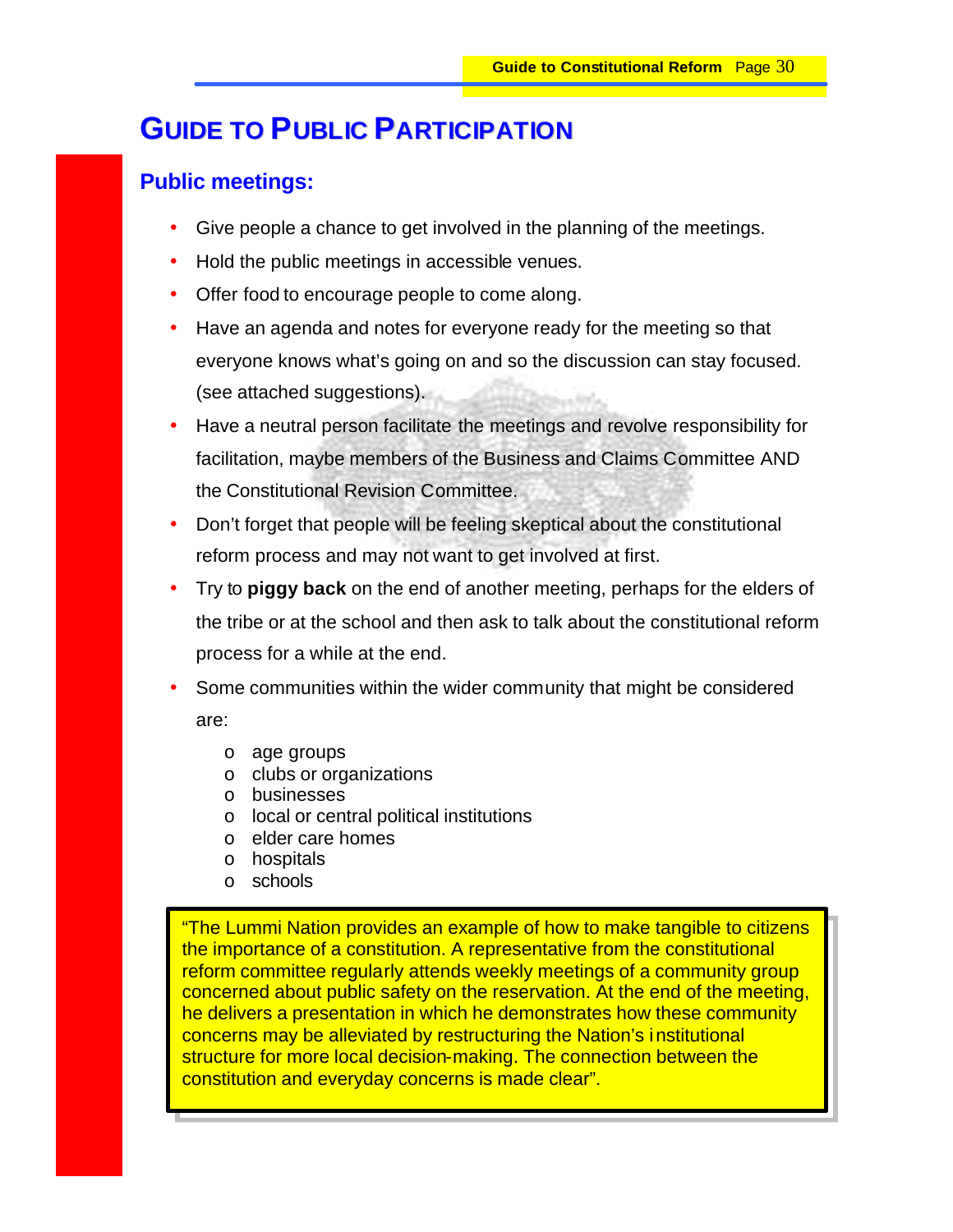# GUIDE TO PUBLIC PARTICIPATION

## Public meetings:

- Give people a chance to get involved in the planning of the meetings.
- Hold the public meetings in accessible venues.
- Offer food to encourage people to come along.
- Have an agenda and notes for everyone ready for the meeting so that everyone knows what's going on and so the discussion can stay focused. (see attached suggestions).
- Have a neutral person facilitate the meetings and revolve responsibility for facilitation, maybe members of the Business and Claims Committee AND the Constitutional Revision Committee.
- Don't forget that people will be feeling skeptical about the constitutional reform process and may not want to get involved at first.
- Try to **piggy back** on the end of another meeting, perhaps for the elders of the tribe or at the school and then ask to talk about the constitutional reform process for a while at the end.
- Some communities within the wider community that might be considered are:
  - age groups
  - clubs or organizations
  - businesses
  - local or central political institutions
  - elder care homes
  - hospitals
  - schools

> "The Lummi Nation provides an example of how to make tangible to citizens the importance of a constitution. A representative from the constitutional reform committee regularly attends weekly meetings of a community group concerned about public safety on the reservation. At the end of the meeting, he delivers a presentation in which he demonstrates how these community concerns may be alleviated by restructuring the Nation's institutional structure for more local decision-making. The connection between the constitution and everyday concerns is made clear".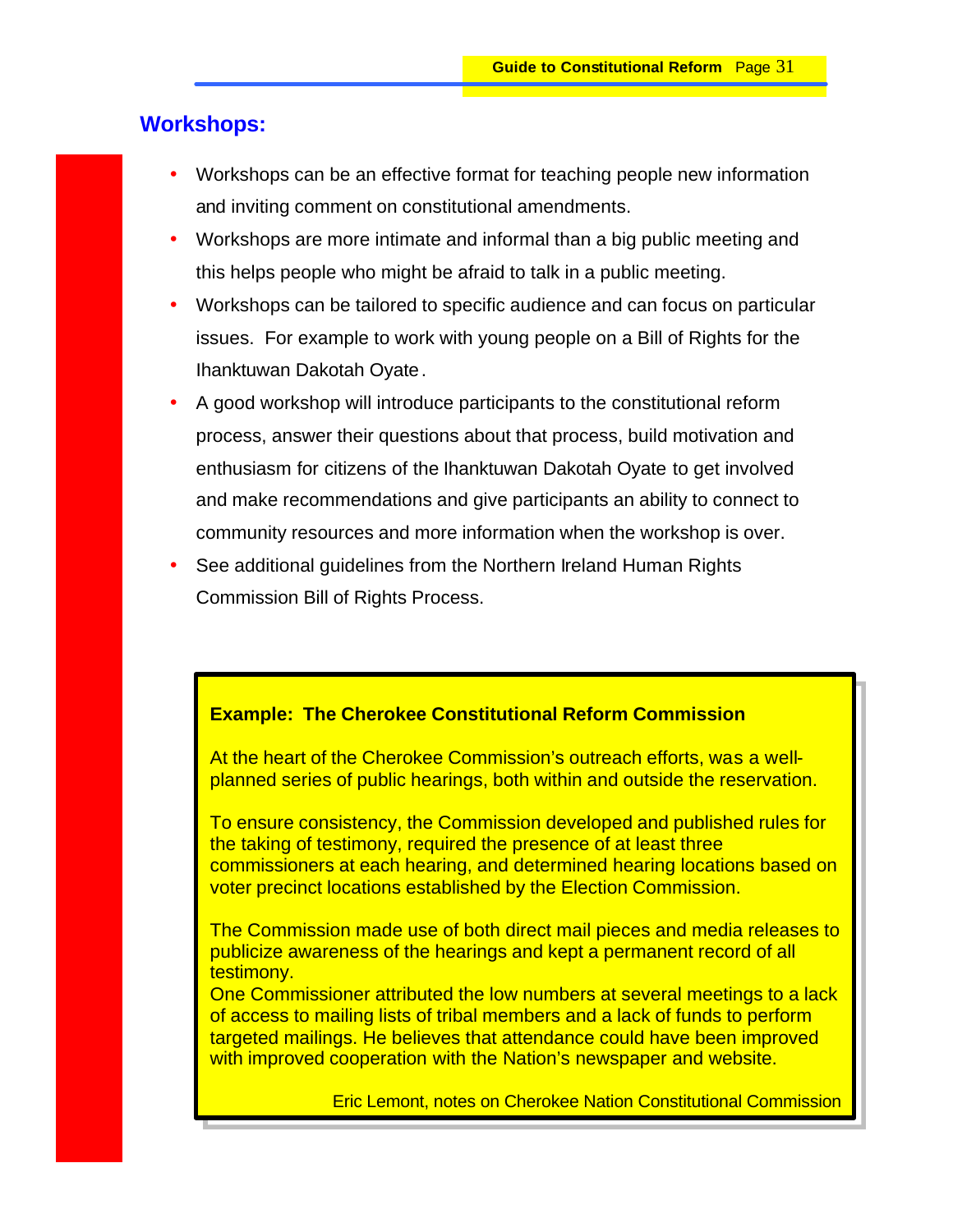## Workshops:

- Workshops can be an effective format for teaching people new information and inviting comment on constitutional amendments.
- Workshops are more intimate and informal than a big public meeting and this helps people who might be afraid to talk in a public meeting.
- Workshops can be tailored to specific audience and can focus on particular issues. For example to work with young people on a Bill of Rights for the Ihanktuwan Dakotah Oyate.
- A good workshop will introduce participants to the constitutional reform process, answer their questions about that process, build motivation and enthusiasm for citizens of the Ihanktuwan Dakotah Oyate to get involved and make recommendations and give participants an ability to connect to community resources and more information when the workshop is over.
- See additional guidelines from the Northern Ireland Human Rights Commission Bill of Rights Process.

**Example: The Cherokee Constitutional Reform Commission**

At the heart of the Cherokee Commission's outreach efforts, was a well-planned series of public hearings, both within and outside the reservation.

To ensure consistency, the Commission developed and published rules for the taking of testimony, required the presence of at least three commissioners at each hearing, and determined hearing locations based on voter precinct locations established by the Election Commission.

The Commission made use of both direct mail pieces and media releases to publicize awareness of the hearings and kept a permanent record of all testimony.
One Commissioner attributed the low numbers at several meetings to a lack of access to mailing lists of tribal members and a lack of funds to perform targeted mailings. He believes that attendance could have been improved with improved cooperation with the Nation's newspaper and website.

Eric Lemont, notes on Cherokee Nation Constitutional Commission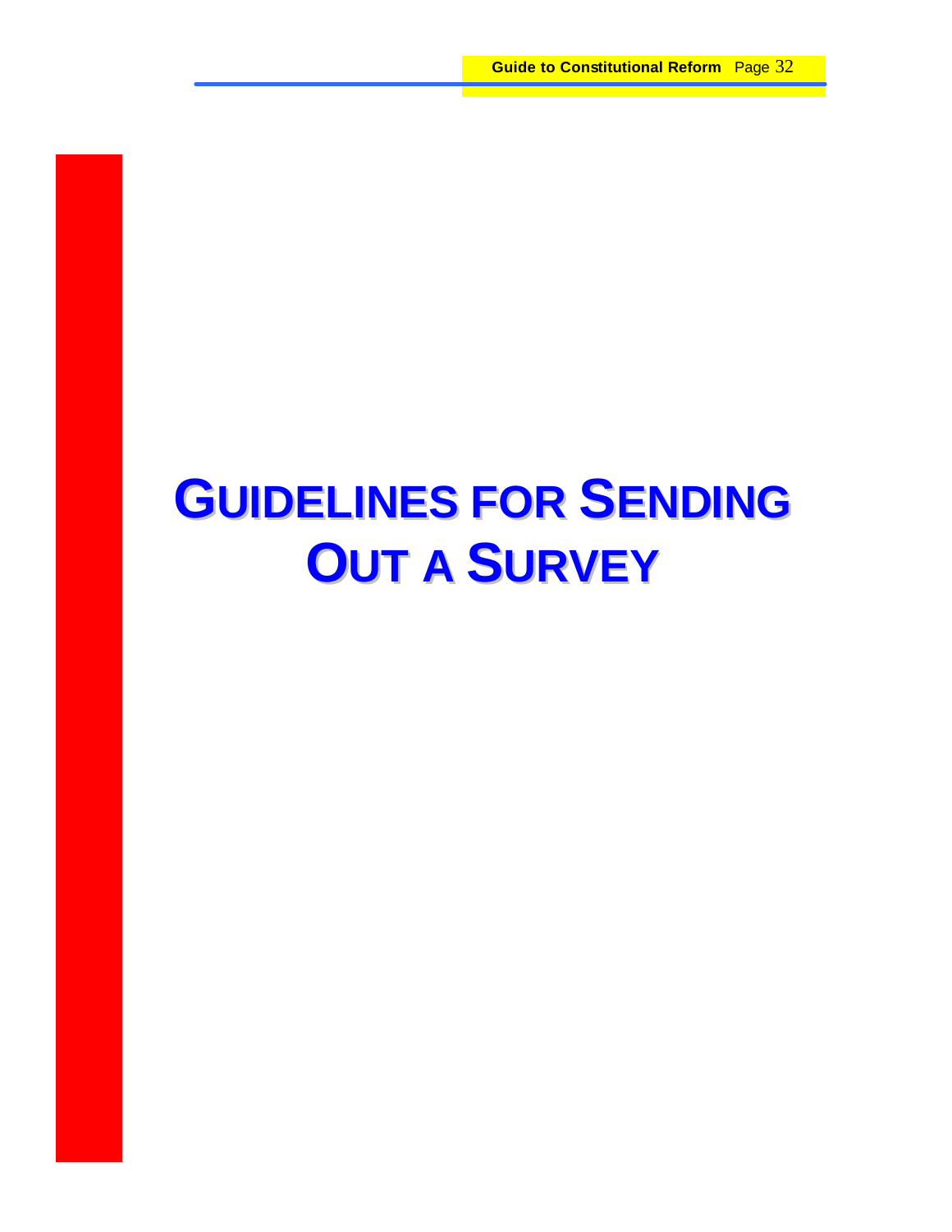# GUIDELINES FOR SENDING OUT A SURVEY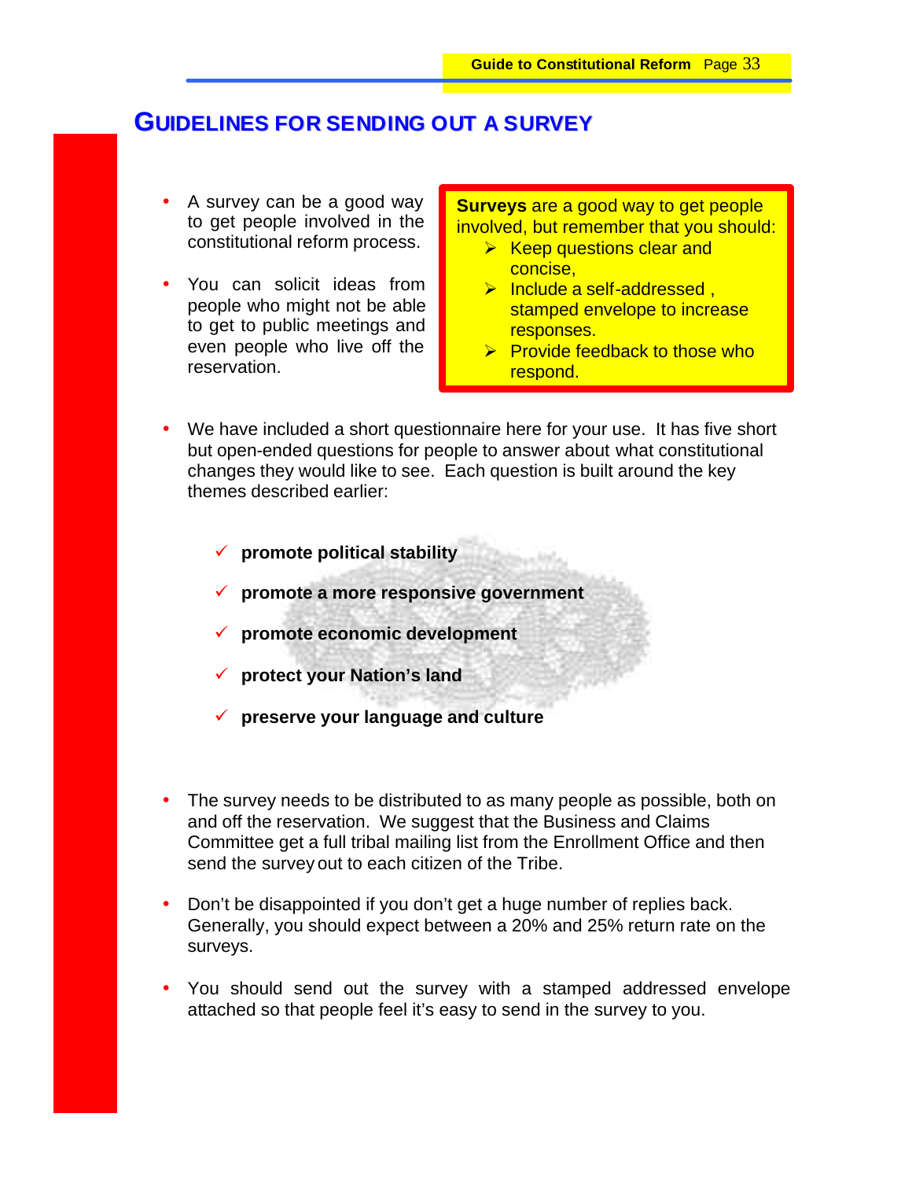## GUIDELINES FOR SENDING OUT A SURVEY

- A survey can be a good way to get people involved in the constitutional reform process.
- You can solicit ideas from people who might not be able to get to public meetings and even people who live off the reservation.

> **Surveys** are a good way to get people involved, but remember that you should:
> - Keep questions clear and concise,
> - Include a self-addressed , stamped envelope to increase responses.
> - Provide feedback to those who respond.

- We have included a short questionnaire here for your use. It has five short but open-ended questions for people to answer about what constitutional changes they would like to see. Each question is built around the key themes described earlier:

  - ✓ **promote political stability**
  - ✓ **promote a more responsive government**
  - ✓ **promote economic development**
  - ✓ **protect your Nation's land**
  - ✓ **preserve your language and culture**

- The survey needs to be distributed to as many people as possible, both on and off the reservation. We suggest that the Business and Claims Committee get a full tribal mailing list from the Enrollment Office and then send the survey out to each citizen of the Tribe.
- Don't be disappointed if you don't get a huge number of replies back. Generally, you should expect between a 20% and 25% return rate on the surveys.
- You should send out the survey with a stamped addressed envelope attached so that people feel it's easy to send in the survey to you.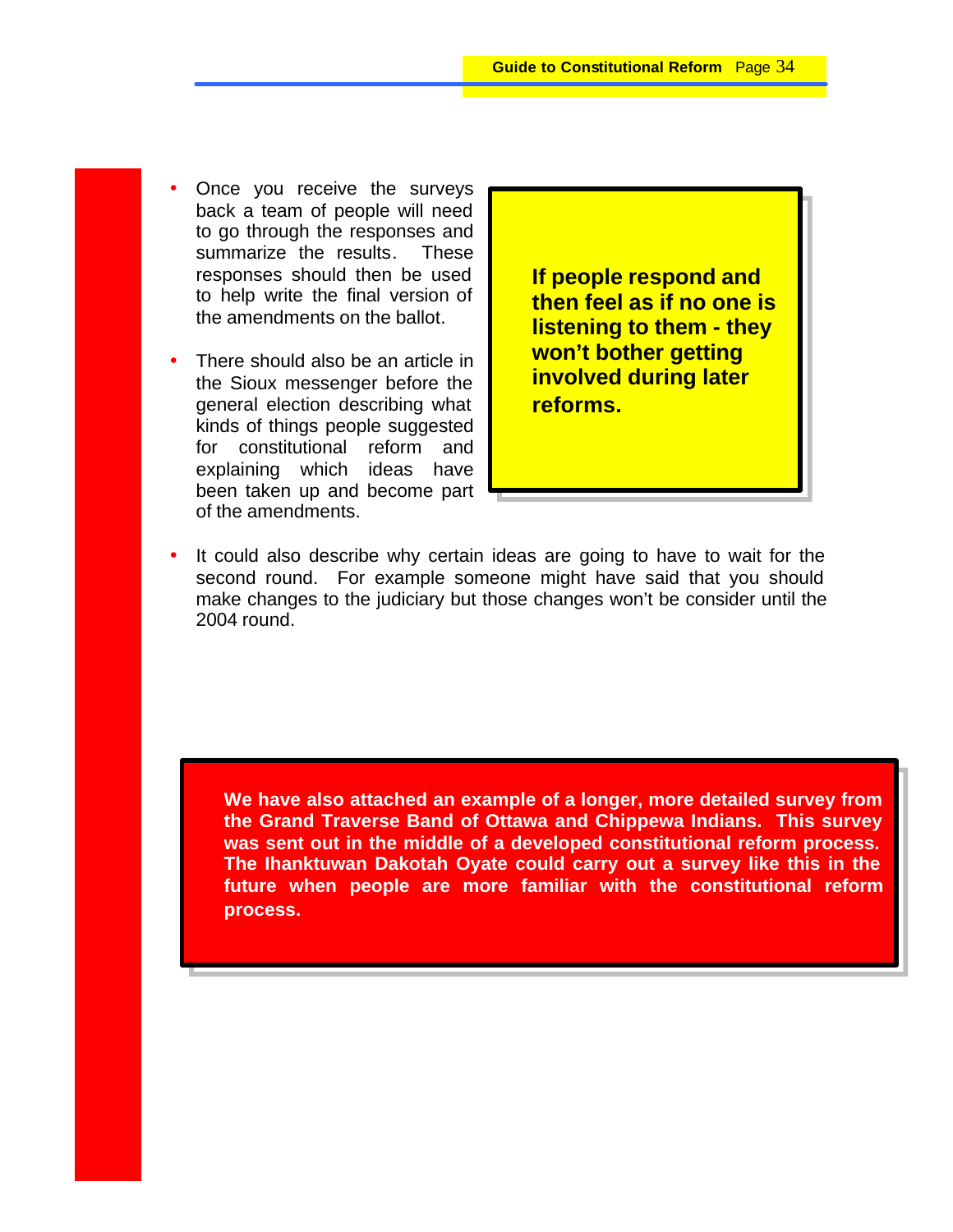- Once you receive the surveys back a team of people will need to go through the responses and summarize the results. These responses should then be used to help write the final version of the amendments on the ballot.

- There should also be an article in the Sioux messenger before the general election describing what kinds of things people suggested for constitutional reform and explaining which ideas have been taken up and become part of the amendments.

**If people respond and then feel as if no one is listening to them - they won't bother getting involved during later reforms.**

- It could also describe why certain ideas are going to have to wait for the second round. For example someone might have said that you should make changes to the judiciary but those changes won't be consider until the 2004 round.

**We have also attached an example of a longer, more detailed survey from the Grand Traverse Band of Ottawa and Chippewa Indians. This survey was sent out in the middle of a developed constitutional reform process. The Ihanktuwan Dakotah Oyate could carry out a survey like this in the future when people are more familiar with the constitutional reform process.**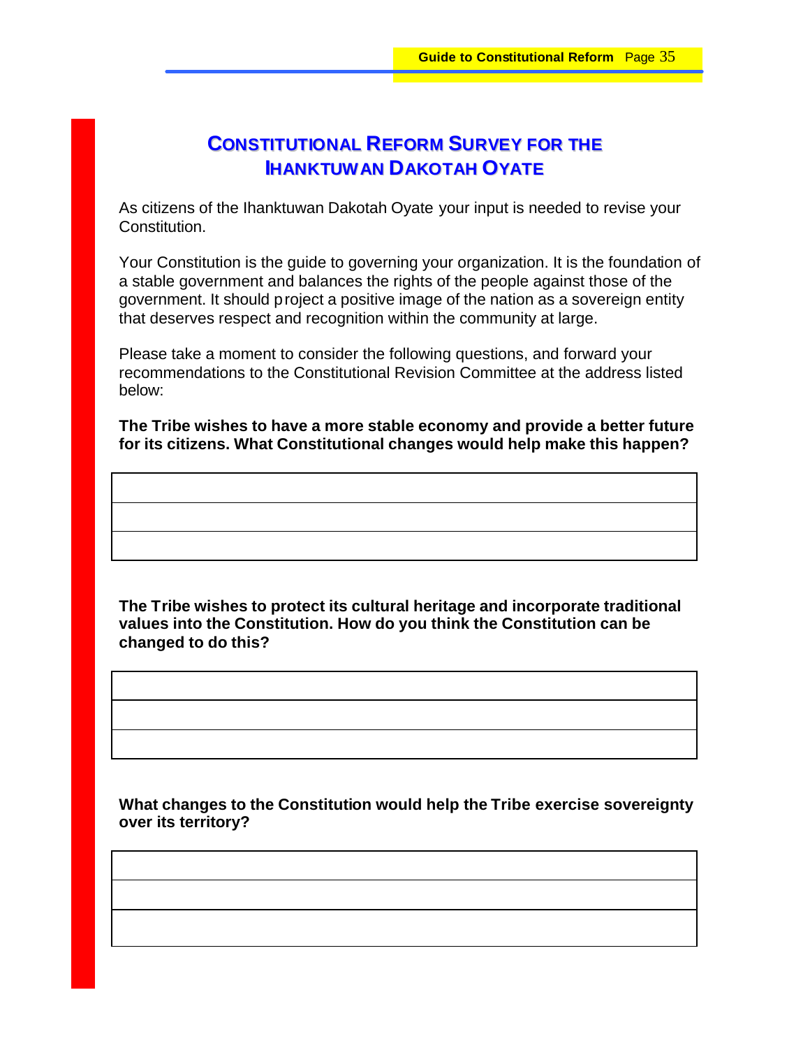## CONSTITUTIONAL REFORM SURVEY FOR THE IHANKTUWAN DAKOTAH OYATE

As citizens of the Ihanktuwan Dakotah Oyate your input is needed to revise your Constitution.

Your Constitution is the guide to governing your organization. It is the foundation of a stable government and balances the rights of the people against those of the government. It should project a positive image of the nation as a sovereign entity that deserves respect and recognition within the community at large.

Please take a moment to consider the following questions, and forward your recommendations to the Constitutional Revision Committee at the address listed below:

**The Tribe wishes to have a more stable economy and provide a better future for its citizens. What Constitutional changes would help make this happen?**

| |
|---|
| |
| |
| |

**The Tribe wishes to protect its cultural heritage and incorporate traditional values into the Constitution. How do you think the Constitution can be changed to do this?**

| |
|---|
| |
| |
| |

**What changes to the Constitution would help the Tribe exercise sovereignty over its territory?**

| |
|---|
| |
| |
| |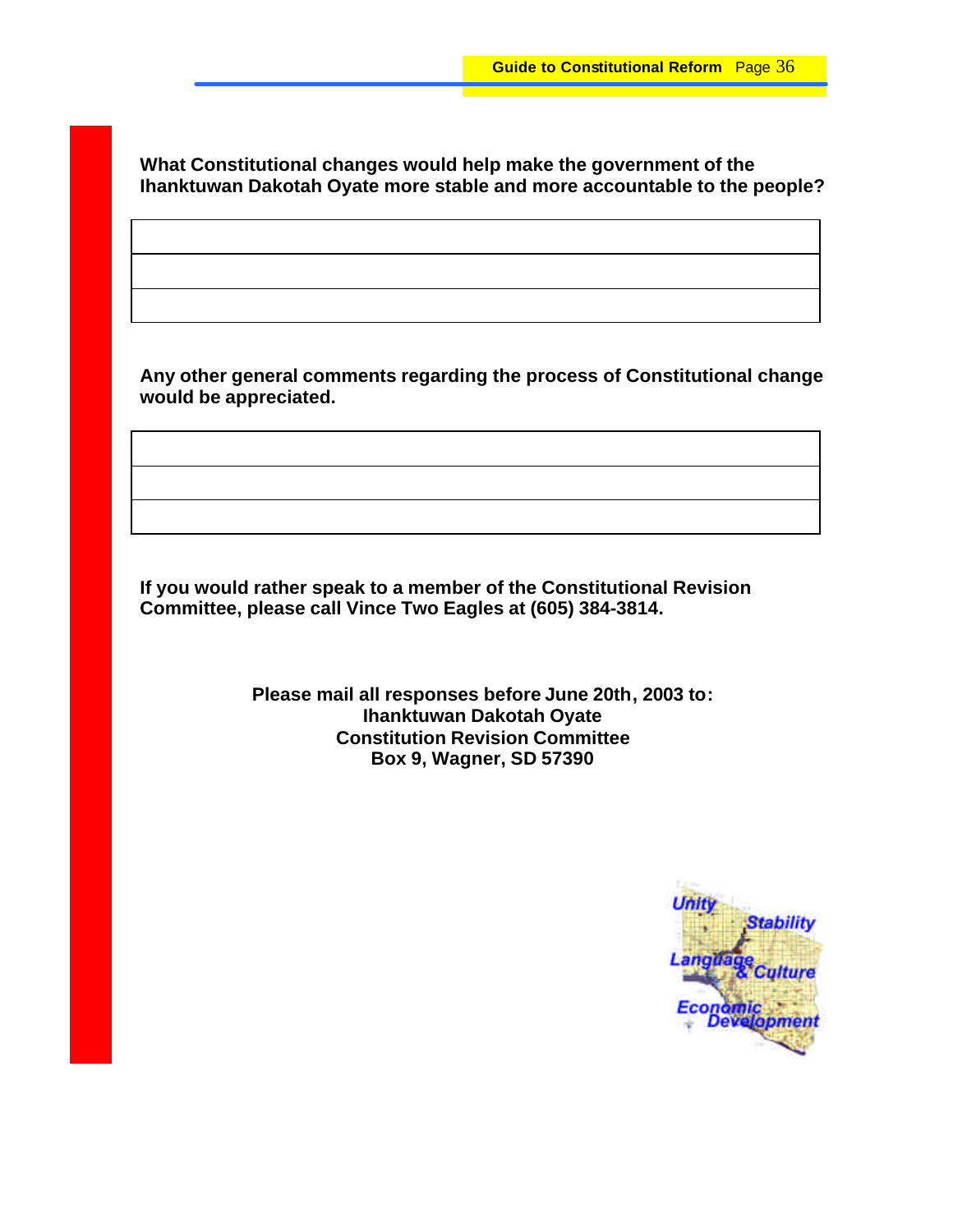**What Constitutional changes would help make the government of the Ihanktuwan Dakotah Oyate more stable and more accountable to the people?**

| |
|---|
| |
| |
| |

**Any other general comments regarding the process of Constitutional change would be appreciated.**

| |
|---|
| |
| |
| |

**If you would rather speak to a member of the Constitutional Revision Committee, please call Vince Two Eagles at (605) 384-3814.**

**Please mail all responses before June 20th, 2003 to:**
**Ihanktuwan Dakotah Oyate**
**Constitution Revision Committee**
**Box 9, Wagner, SD 57390**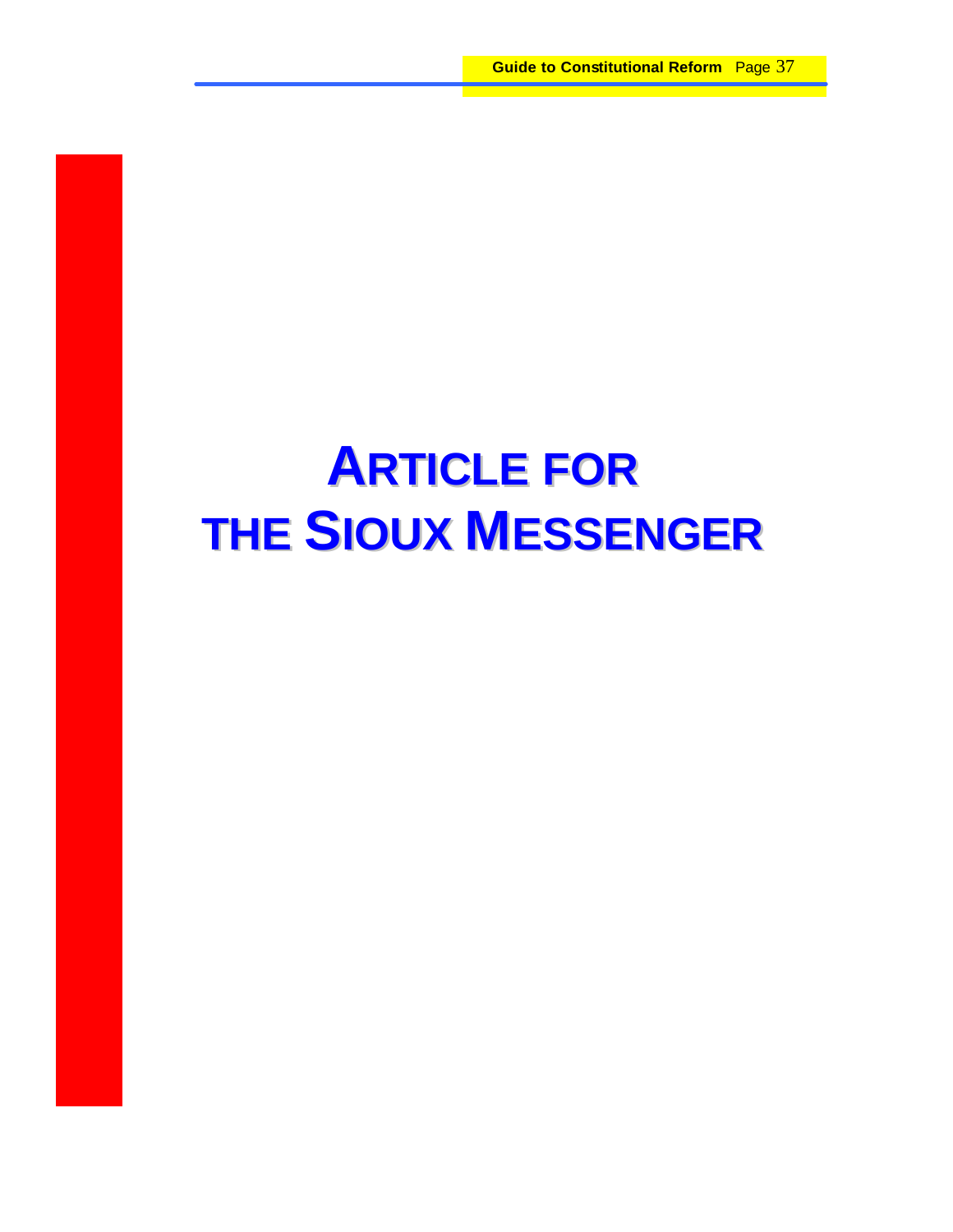# Article for the Sioux Messenger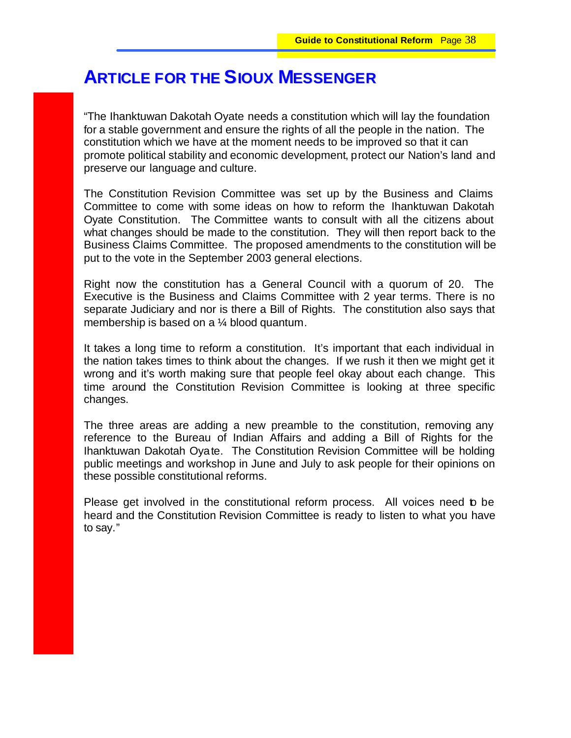# ARTICLE FOR THE SIOUX MESSENGER

"The Ihanktuwan Dakotah Oyate needs a constitution which will lay the foundation for a stable government and ensure the rights of all the people in the nation. The constitution which we have at the moment needs to be improved so that it can promote political stability and economic development, protect our Nation's land and preserve our language and culture.

The Constitution Revision Committee was set up by the Business and Claims Committee to come with some ideas on how to reform the Ihanktuwan Dakotah Oyate Constitution. The Committee wants to consult with all the citizens about what changes should be made to the constitution. They will then report back to the Business Claims Committee. The proposed amendments to the constitution will be put to the vote in the September 2003 general elections.

Right now the constitution has a General Council with a quorum of 20. The Executive is the Business and Claims Committee with 2 year terms. There is no separate Judiciary and nor is there a Bill of Rights. The constitution also says that membership is based on a ¼ blood quantum.

It takes a long time to reform a constitution. It's important that each individual in the nation takes times to think about the changes. If we rush it then we might get it wrong and it's worth making sure that people feel okay about each change. This time around the Constitution Revision Committee is looking at three specific changes.

The three areas are adding a new preamble to the constitution, removing any reference to the Bureau of Indian Affairs and adding a Bill of Rights for the Ihanktuwan Dakotah Oyate. The Constitution Revision Committee will be holding public meetings and workshop in June and July to ask people for their opinions on these possible constitutional reforms.

Please get involved in the constitutional reform process. All voices need to be heard and the Constitution Revision Committee is ready to listen to what you have to say."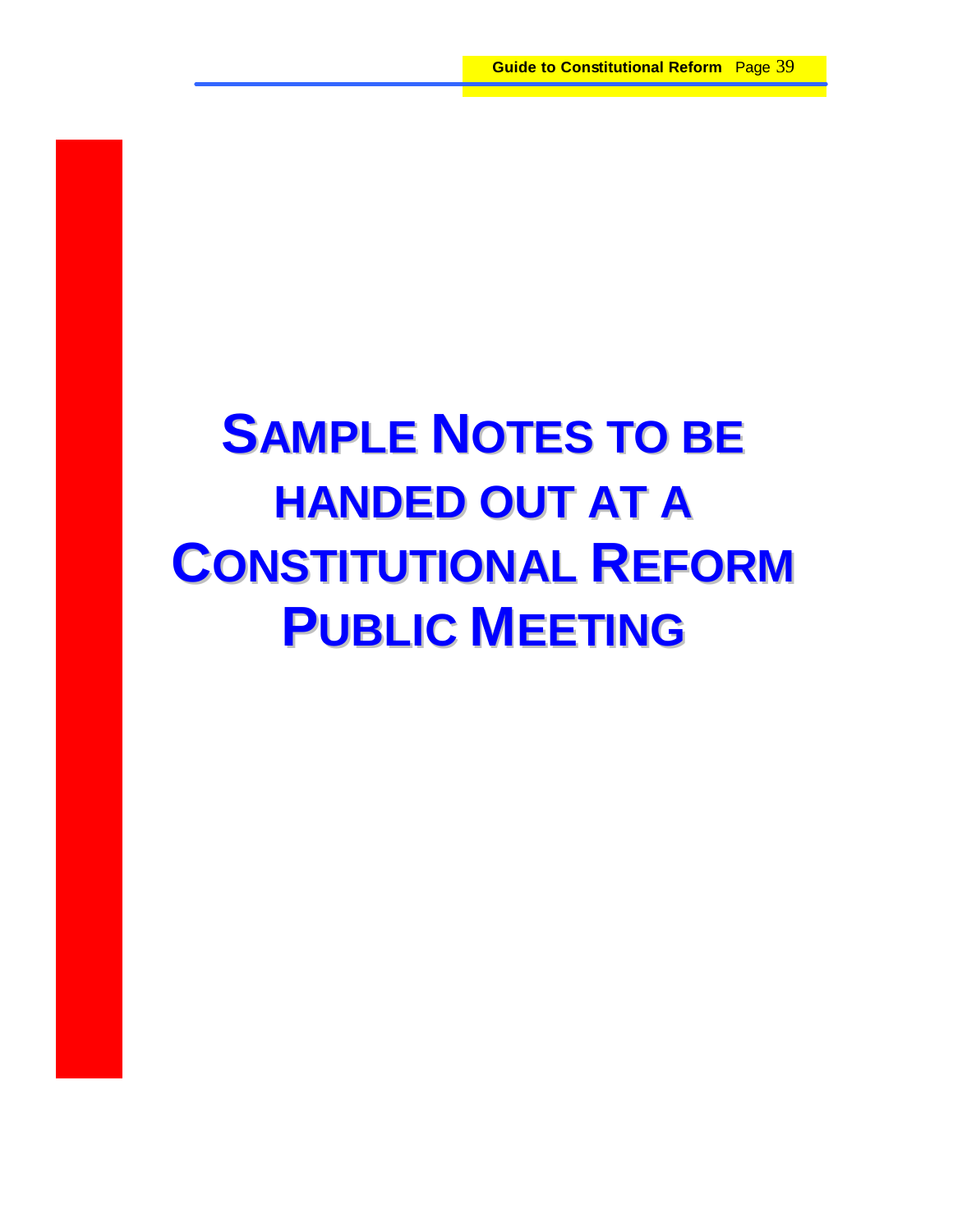# Sample Notes to be handed out at a Constitutional Reform Public Meeting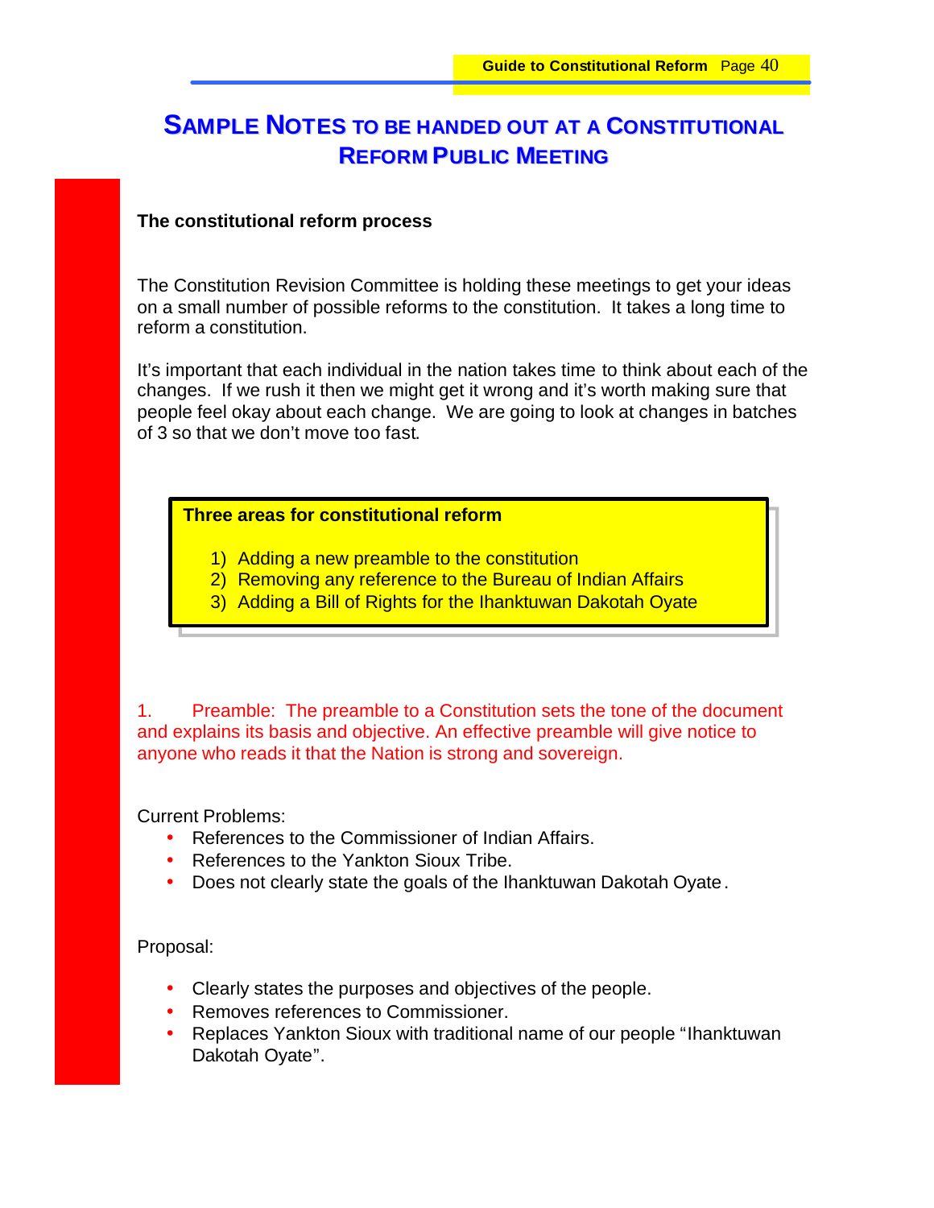# Sample Notes to be Handed Out at a Constitutional Reform Public Meeting

**The constitutional reform process**

The Constitution Revision Committee is holding these meetings to get your ideas on a small number of possible reforms to the constitution. It takes a long time to reform a constitution.

It's important that each individual in the nation takes time to think about each of the changes. If we rush it then we might get it wrong and it's worth making sure that people feel okay about each change. We are going to look at changes in batches of 3 so that we don't move too fast.

**Three areas for constitutional reform**

1) Adding a new preamble to the constitution
2) Removing any reference to the Bureau of Indian Affairs
3) Adding a Bill of Rights for the Ihanktuwan Dakotah Oyate

1. Preamble: The preamble to a Constitution sets the tone of the document and explains its basis and objective. An effective preamble will give notice to anyone who reads it that the Nation is strong and sovereign.

Current Problems:

- References to the Commissioner of Indian Affairs.
- References to the Yankton Sioux Tribe.
- Does not clearly state the goals of the Ihanktuwan Dakotah Oyate.

Proposal:

- Clearly states the purposes and objectives of the people.
- Removes references to Commissioner.
- Replaces Yankton Sioux with traditional name of our people "Ihanktuwan Dakotah Oyate".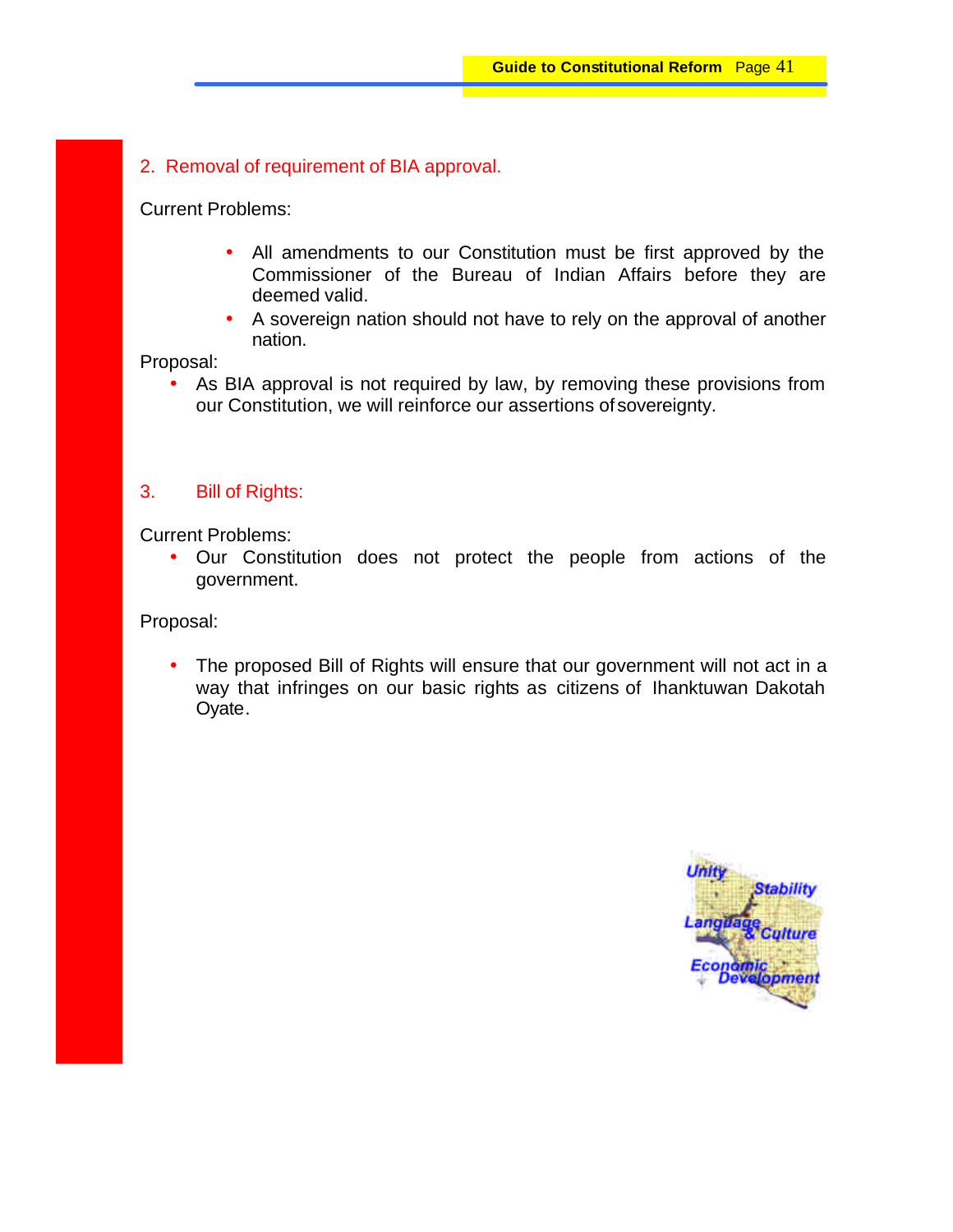## 2. Removal of requirement of BIA approval.

Current Problems:

- All amendments to our Constitution must be first approved by the Commissioner of the Bureau of Indian Affairs before they are deemed valid.
- A sovereign nation should not have to rely on the approval of another nation.

Proposal:

- As BIA approval is not required by law, by removing these provisions from our Constitution, we will reinforce our assertions of sovereignty.

## 3. Bill of Rights:

Current Problems:

- Our Constitution does not protect the people from actions of the government.

Proposal:

- The proposed Bill of Rights will ensure that our government will not act in a way that infringes on our basic rights as citizens of Ihanktuwan Dakotah Oyate.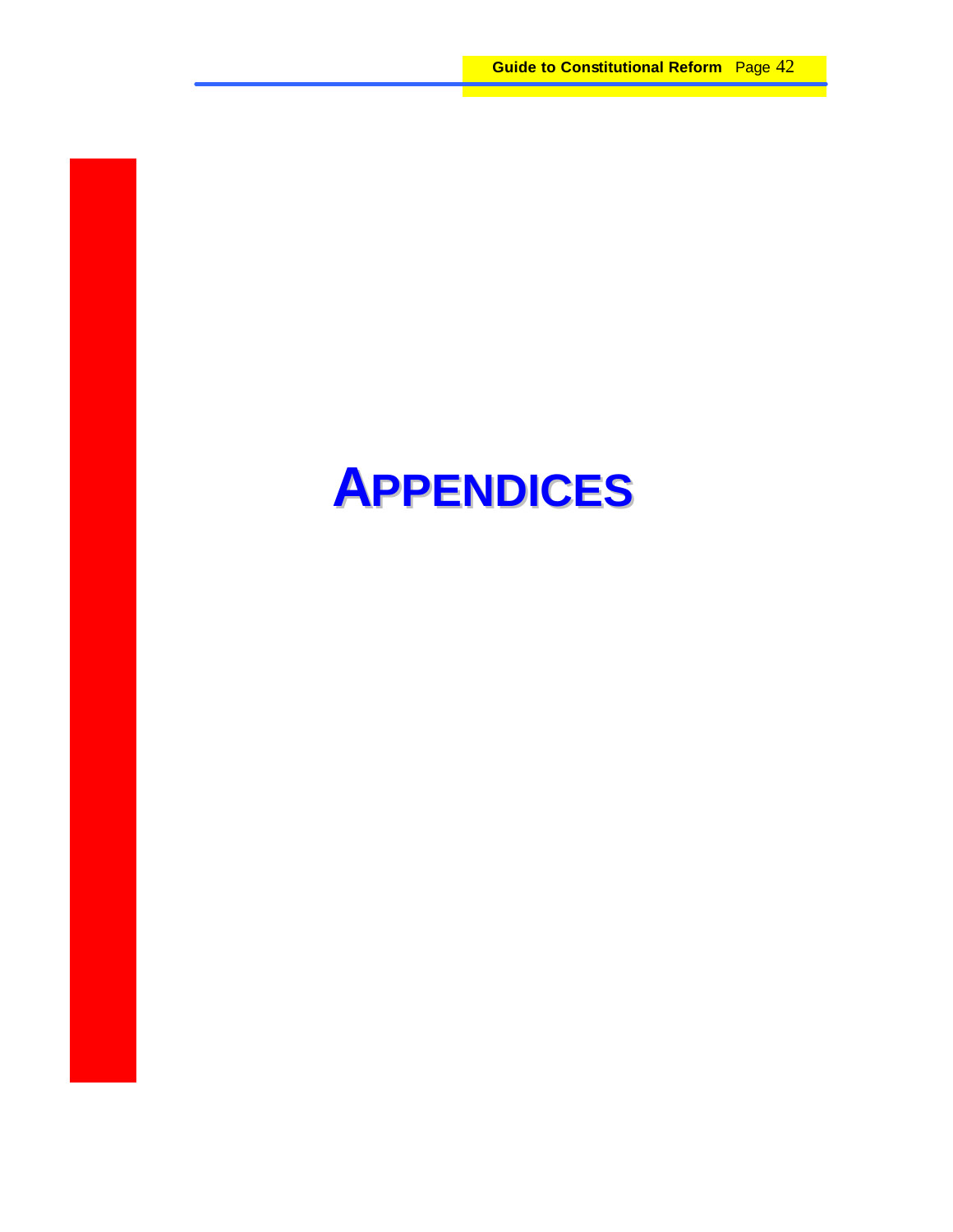# APPENDICES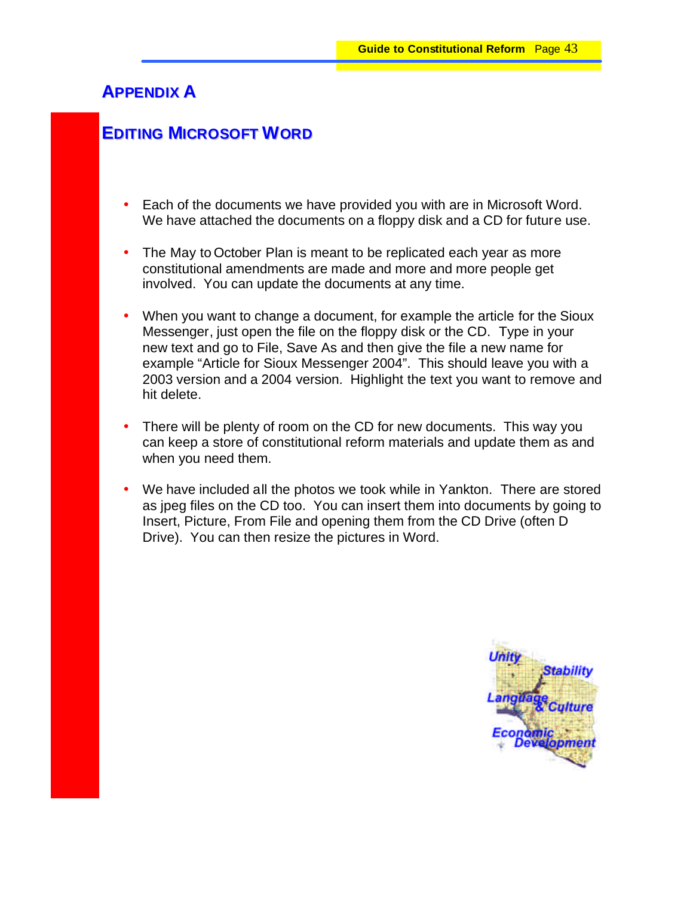# Appendix A

## Editing Microsoft Word

- Each of the documents we have provided you with are in Microsoft Word. We have attached the documents on a floppy disk and a CD for future use.

- The May to October Plan is meant to be replicated each year as more constitutional amendments are made and more and more people get involved. You can update the documents at any time.

- When you want to change a document, for example the article for the Sioux Messenger, just open the file on the floppy disk or the CD. Type in your new text and go to File, Save As and then give the file a new name for example "Article for Sioux Messenger 2004". This should leave you with a 2003 version and a 2004 version. Highlight the text you want to remove and hit delete.

- There will be plenty of room on the CD for new documents. This way you can keep a store of constitutional reform materials and update them as and when you need them.

- We have included all the photos we took while in Yankton. There are stored as jpeg files on the CD too. You can insert them into documents by going to Insert, Picture, From File and opening them from the CD Drive (often D Drive). You can then resize the pictures in Word.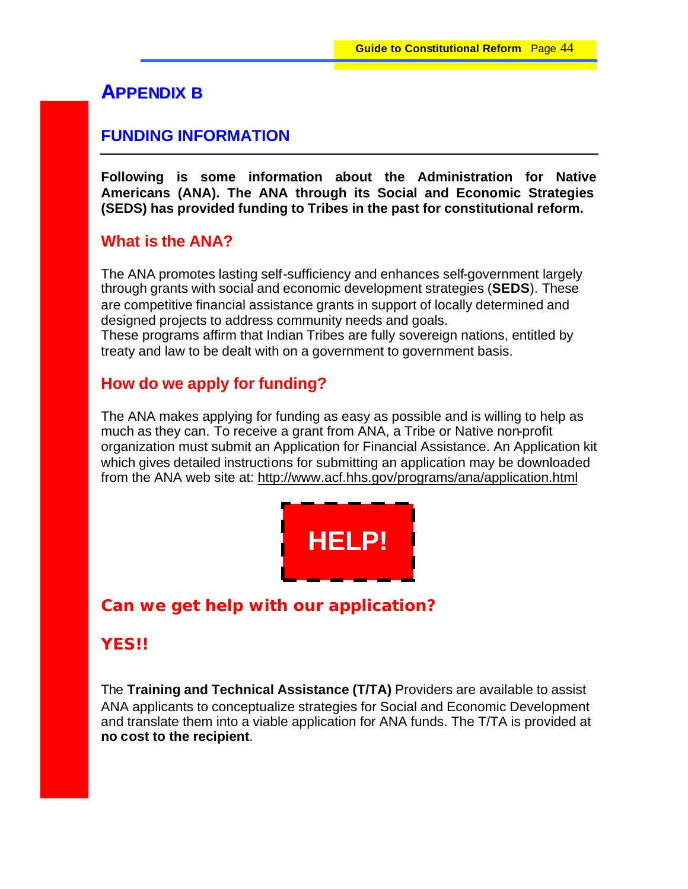# APPENDIX B

## FUNDING INFORMATION

**Following is some information about the Administration for Native Americans (ANA). The ANA through its Social and Economic Strategies (SEDS) has provided funding to Tribes in the past for constitutional reform.**

### What is the ANA?

The ANA promotes lasting self-sufficiency and enhances self-government largely through grants with social and economic development strategies (**SEDS**). These are competitive financial assistance grants in support of locally determined and designed projects to address community needs and goals.
These programs affirm that Indian Tribes are fully sovereign nations, entitled by treaty and law to be dealt with on a government to government basis.

### How do we apply for funding?

The ANA makes applying for funding as easy as possible and is willing to help as much as they can. To receive a grant from ANA, a Tribe or Native non-profit organization must submit an Application for Financial Assistance. An Application kit which gives detailed instructions for submitting an application may be downloaded from the ANA web site at: http://www.acf.hhs.gov/programs/ana/application.html

**HELP!**

### Can we get help with our application?

### YES!!

The **Training and Technical Assistance (T/TA)** Providers are available to assist ANA applicants to conceptualize strategies for Social and Economic Development and translate them into a viable application for ANA funds. The T/TA is provided at **no cost to the recipient**.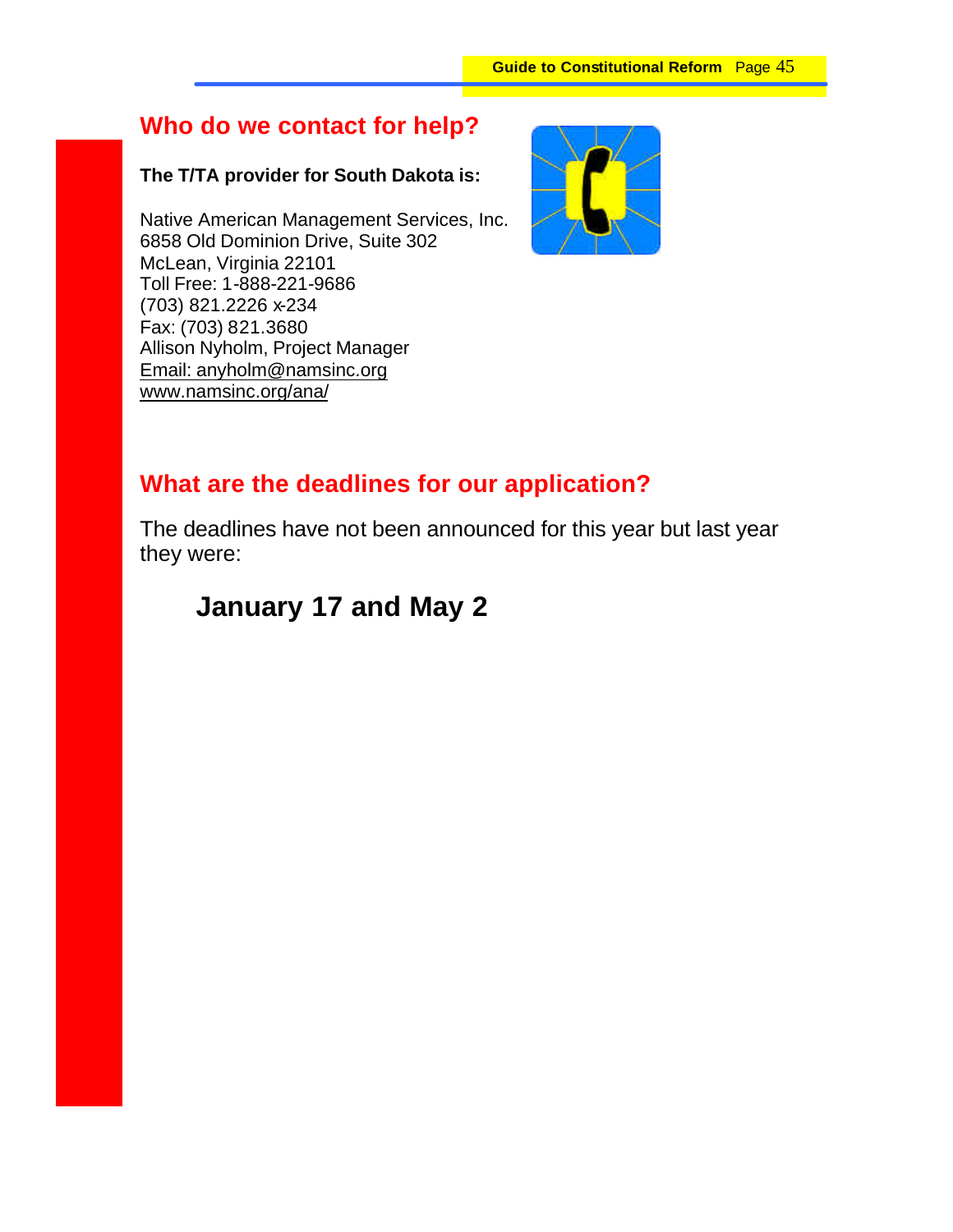## Who do we contact for help?

**The T/TA provider for South Dakota is:**

Native American Management Services, Inc.
6858 Old Dominion Drive, Suite 302
McLean, Virginia 22101
Toll Free: 1-888-221-9686
(703) 821.2226 x-234
Fax: (703) 821.3680
Allison Nyholm, Project Manager
Email: anyholm@namsinc.org
www.namsinc.org/ana/

## What are the deadlines for our application?

The deadlines have not been announced for this year but last year they were:

**January 17 and May 2**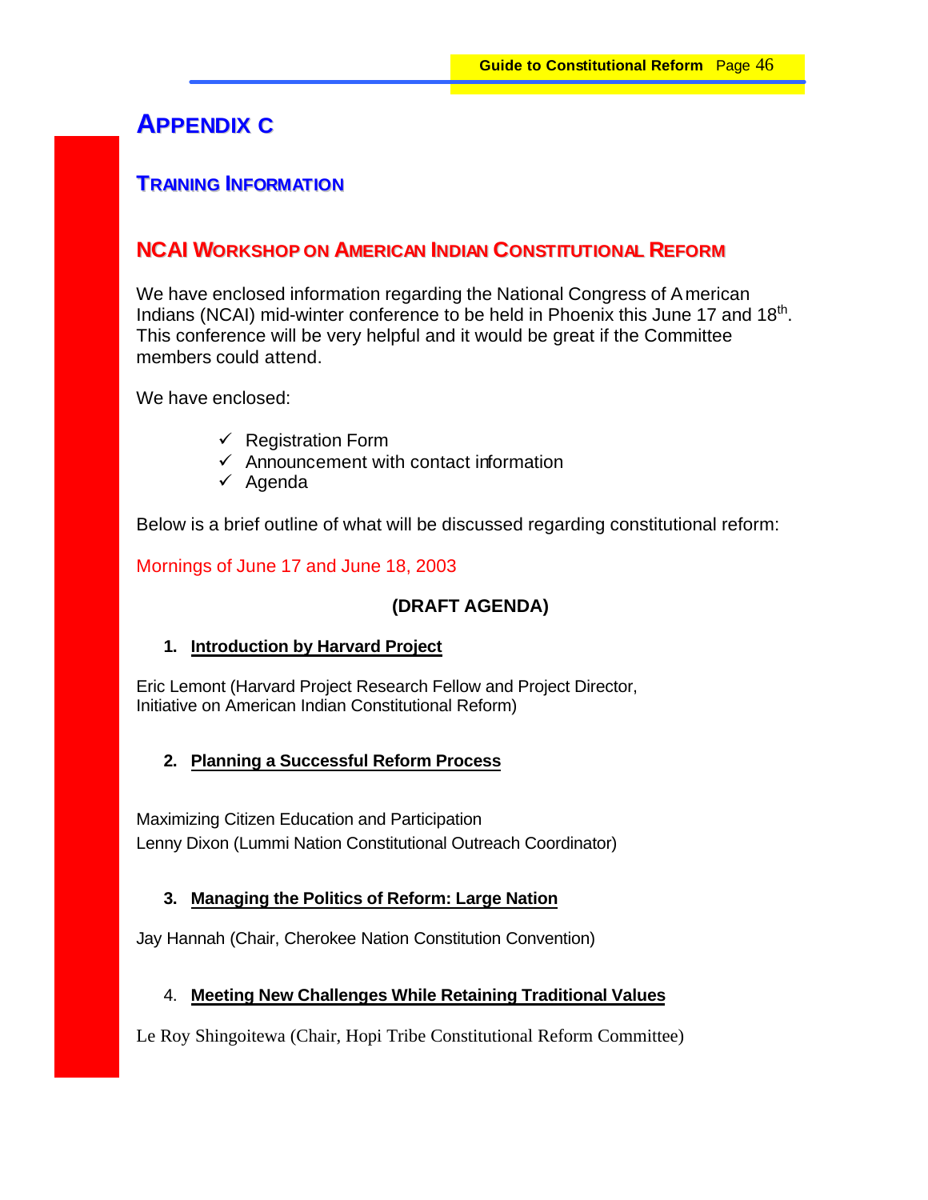# APPENDIX C

## TRAINING INFORMATION

### NCAI WORKSHOP ON AMERICAN INDIAN CONSTITUTIONAL REFORM

We have enclosed information regarding the National Congress of American Indians (NCAI) mid-winter conference to be held in Phoenix this June 17 and 18th. This conference will be very helpful and it would be great if the Committee members could attend.

We have enclosed:

- ✓ Registration Form
- ✓ Announcement with contact information
- ✓ Agenda

Below is a brief outline of what will be discussed regarding constitutional reform:

Mornings of June 17 and June 18, 2003

**(DRAFT AGENDA)**

1. **Introduction by Harvard Project**

Eric Lemont (Harvard Project Research Fellow and Project Director, Initiative on American Indian Constitutional Reform)

2. **Planning a Successful Reform Process**

Maximizing Citizen Education and Participation
Lenny Dixon (Lummi Nation Constitutional Outreach Coordinator)

3. **Managing the Politics of Reform: Large Nation**

Jay Hannah (Chair, Cherokee Nation Constitution Convention)

4. **Meeting New Challenges While Retaining Traditional Values**

Le Roy Shingoitewa (Chair, Hopi Tribe Constitutional Reform Committee)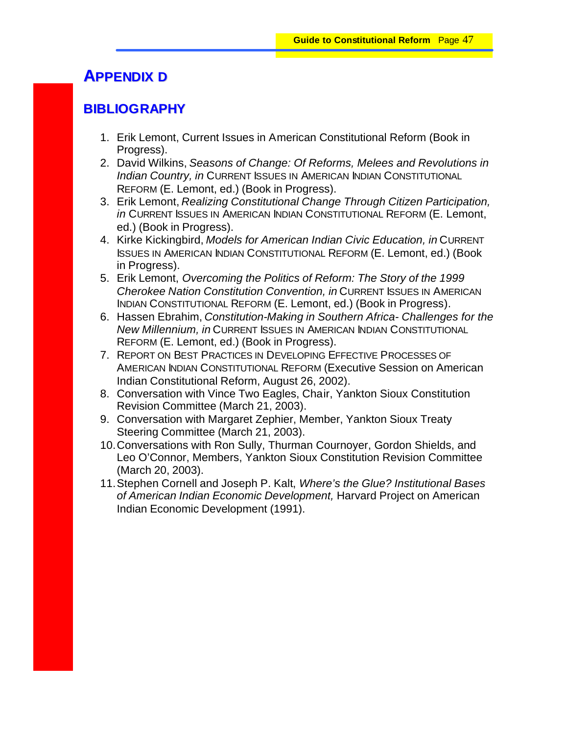# APPENDIX D

## BIBLIOGRAPHY

1. Erik Lemont, Current Issues in American Constitutional Reform (Book in Progress).
2. David Wilkins, *Seasons of Change: Of Reforms, Melees and Revolutions in Indian Country, in* CURRENT ISSUES IN AMERICAN INDIAN CONSTITUTIONAL REFORM (E. Lemont, ed.) (Book in Progress).
3. Erik Lemont, *Realizing Constitutional Change Through Citizen Participation, in* CURRENT ISSUES IN AMERICAN INDIAN CONSTITUTIONAL REFORM (E. Lemont, ed.) (Book in Progress).
4. Kirke Kickingbird, *Models for American Indian Civic Education, in* CURRENT ISSUES IN AMERICAN INDIAN CONSTITUTIONAL REFORM (E. Lemont, ed.) (Book in Progress).
5. Erik Lemont, *Overcoming the Politics of Reform: The Story of the 1999 Cherokee Nation Constitution Convention, in* CURRENT ISSUES IN AMERICAN INDIAN CONSTITUTIONAL REFORM (E. Lemont, ed.) (Book in Progress).
6. Hassen Ebrahim, *Constitution-Making in Southern Africa- Challenges for the New Millennium, in* CURRENT ISSUES IN AMERICAN INDIAN CONSTITUTIONAL REFORM (E. Lemont, ed.) (Book in Progress).
7. REPORT ON BEST PRACTICES IN DEVELOPING EFFECTIVE PROCESSES OF AMERICAN INDIAN CONSTITUTIONAL REFORM (Executive Session on American Indian Constitutional Reform, August 26, 2002).
8. Conversation with Vince Two Eagles, Chair, Yankton Sioux Constitution Revision Committee (March 21, 2003).
9. Conversation with Margaret Zephier, Member, Yankton Sioux Treaty Steering Committee (March 21, 2003).
10. Conversations with Ron Sully, Thurman Cournoyer, Gordon Shields, and Leo O'Connor, Members, Yankton Sioux Constitution Revision Committee (March 20, 2003).
11. Stephen Cornell and Joseph P. Kalt, *Where's the Glue? Institutional Bases of American Indian Economic Development,* Harvard Project on American Indian Economic Development (1991).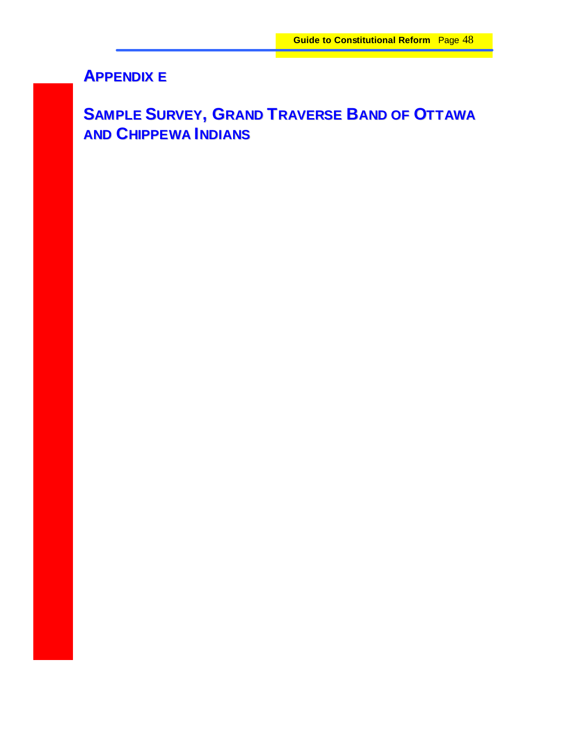# APPENDIX E

## SAMPLE SURVEY, GRAND TRAVERSE BAND OF OTTAWA AND CHIPPEWA INDIANS